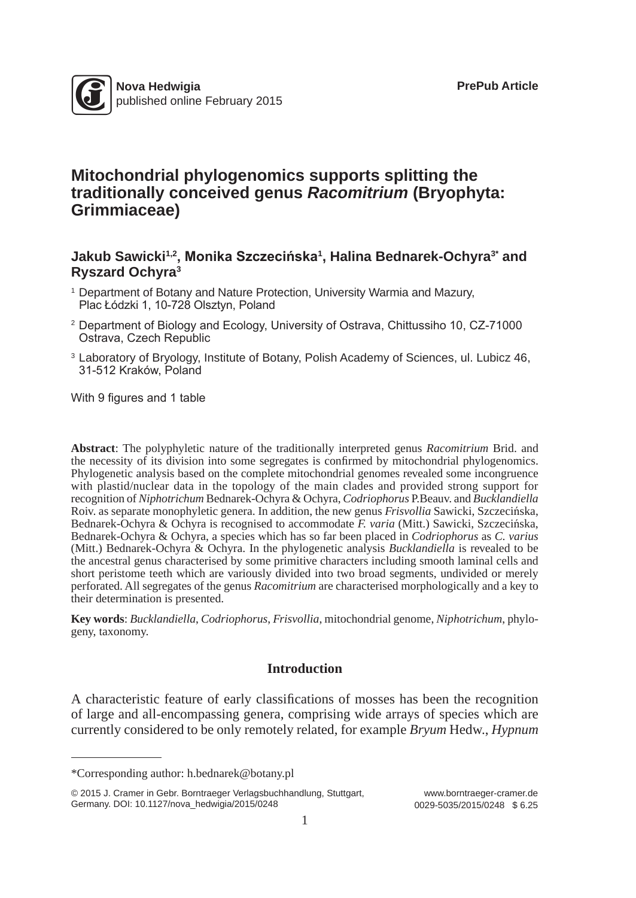Nova Hedwigia
published online February 2015

PrePub Article

# Mitochondrial phylogenomics supports splitting the traditionally conceived genus *Racomitrium* (Bryophyta: Grimmiaceae)

**Jakub Sawicki[1,2], Monika Szczecińska[1], Halina Bednarek-Ochyra[3*] and Ryszard Ochyra[3]**

[1] Department of Botany and Nature Protection, University Warmia and Mazury, Plac Łódzki 1, 10-728 Olsztyn, Poland

[2] Department of Biology and Ecology, University of Ostrava, Chittussiho 10, CZ-71000 Ostrava, Czech Republic

[3] Laboratory of Bryology, Institute of Botany, Polish Academy of Sciences, ul. Lubicz 46, 31-512 Kraków, Poland

With 9 figures and 1 table

**Abstract**: The polyphyletic nature of the traditionally interpreted genus *Racomitrium* Brid. and the necessity of its division into some segregates is confirmed by mitochondrial phylogenomics. Phylogenetic analysis based on the complete mitochondrial genomes revealed some incongruence with plastid/nuclear data in the topology of the main clades and provided strong support for recognition of *Niphotrichum* Bednarek-Ochyra & Ochyra, *Codriophorus* P.Beauv. and *Bucklandiella* Roiv. as separate monophyletic genera. In addition, the new genus *Frisvollia* Sawicki, Szczecińska, Bednarek-Ochyra & Ochyra is recognised to accommodate *F. varia* (Mitt.) Sawicki, Szczecińska, Bednarek-Ochyra & Ochyra, a species which has so far been placed in *Codriophorus* as *C. varius* (Mitt.) Bednarek-Ochyra & Ochyra. In the phylogenetic analysis *Bucklandiella* is revealed to be the ancestral genus characterised by some primitive characters including smooth laminal cells and short peristome teeth which are variously divided into two broad segments, undivided or merely perforated. All segregates of the genus *Racomitrium* are characterised morphologically and a key to their determination is presented.

**Key words**: *Bucklandiella*, *Codriophorus*, *Frisvollia*, mitochondrial genome, *Niphotrichum*, phylogeny, taxonomy.

## Introduction

A characteristic feature of early classifications of mosses has been the recognition of large and all-encompassing genera, comprising wide arrays of species which are currently considered to be only remotely related, for example *Bryum* Hedw., *Hypnum*

*Corresponding author: h.bednarek@botany.pl

© 2015 J. Cramer in Gebr. Borntraeger Verlagsbuchhandlung, Stuttgart, Germany. DOI: 10.1127/nova_hedwigia/2015/0248

www.borntraeger-cramer.de
0029-5035/2015/0248 $ 6.25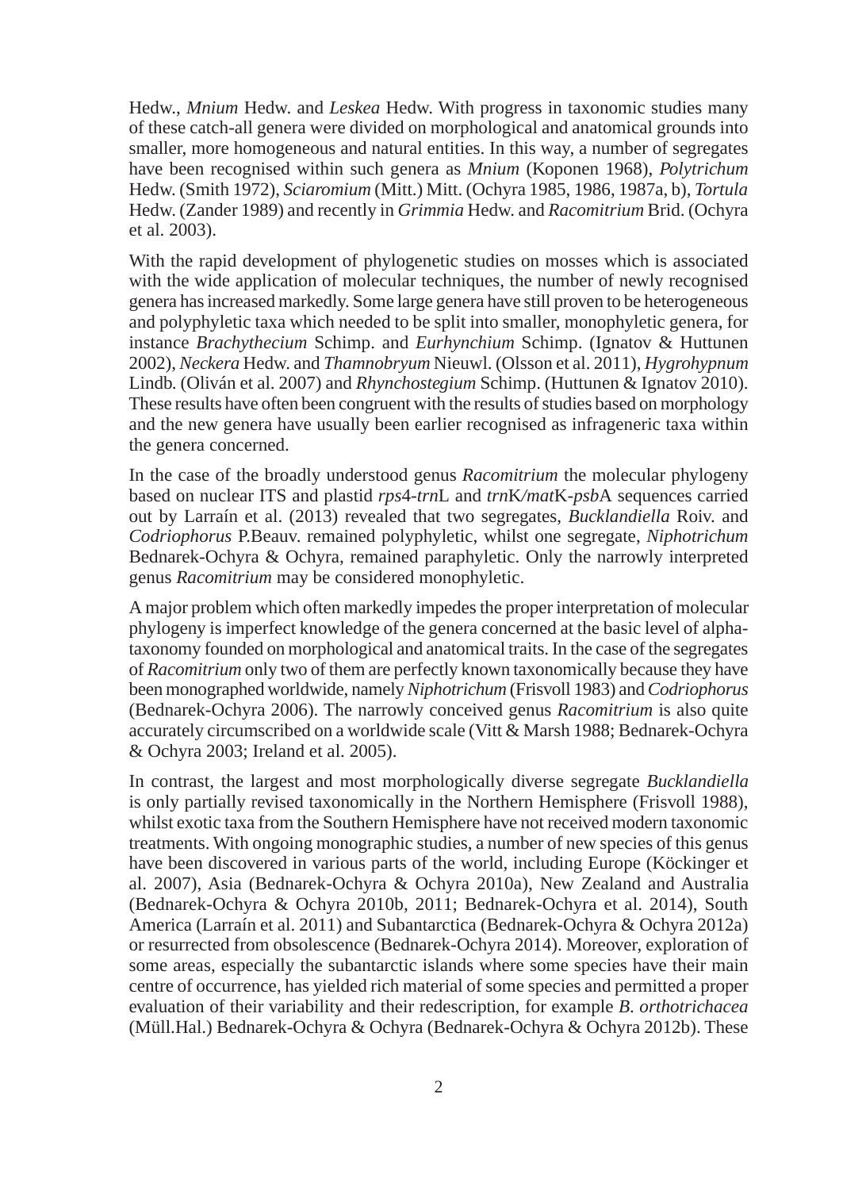Hedw., *Mnium* Hedw. and *Leskea* Hedw. With progress in taxonomic studies many of these catch-all genera were divided on morphological and anatomical grounds into smaller, more homogeneous and natural entities. In this way, a number of segregates have been recognised within such genera as *Mnium* (Koponen 1968), *Polytrichum* Hedw. (Smith 1972), *Sciaromium* (Mitt.) Mitt. (Ochyra 1985, 1986, 1987a, b), *Tortula* Hedw. (Zander 1989) and recently in *Grimmia* Hedw. and *Racomitrium* Brid. (Ochyra et al. 2003).

With the rapid development of phylogenetic studies on mosses which is associated with the wide application of molecular techniques, the number of newly recognised genera has increased markedly. Some large genera have still proven to be heterogeneous and polyphyletic taxa which needed to be split into smaller, monophyletic genera, for instance *Brachythecium* Schimp. and *Eurhynchium* Schimp. (Ignatov & Huttunen 2002), *Neckera* Hedw. and *Thamnobryum* Nieuwl. (Olsson et al. 2011), *Hygrohypnum* Lindb. (Oliván et al. 2007) and *Rhynchostegium* Schimp. (Huttunen & Ignatov 2010). These results have often been congruent with the results of studies based on morphology and the new genera have usually been earlier recognised as infrageneric taxa within the genera concerned.

In the case of the broadly understood genus *Racomitrium* the molecular phylogeny based on nuclear ITS and plastid *rps*4-*trn*L and *trn*K/*mat*K-*psb*A sequences carried out by Larraín et al. (2013) revealed that two segregates, *Bucklandiella* Roiv. and *Codriophorus* P.Beauv. remained polyphyletic, whilst one segregate, *Niphotrichum* Bednarek-Ochyra & Ochyra, remained paraphyletic. Only the narrowly interpreted genus *Racomitrium* may be considered monophyletic.

A major problem which often markedly impedes the proper interpretation of molecular phylogeny is imperfect knowledge of the genera concerned at the basic level of alpha-taxonomy founded on morphological and anatomical traits. In the case of the segregates of *Racomitrium* only two of them are perfectly known taxonomically because they have been monographed worldwide, namely *Niphotrichum* (Frisvoll 1983) and *Codriophorus* (Bednarek-Ochyra 2006). The narrowly conceived genus *Racomitrium* is also quite accurately circumscribed on a worldwide scale (Vitt & Marsh 1988; Bednarek-Ochyra & Ochyra 2003; Ireland et al. 2005).

In contrast, the largest and most morphologically diverse segregate *Bucklandiella* is only partially revised taxonomically in the Northern Hemisphere (Frisvoll 1988), whilst exotic taxa from the Southern Hemisphere have not received modern taxonomic treatments. With ongoing monographic studies, a number of new species of this genus have been discovered in various parts of the world, including Europe (Köckinger et al. 2007), Asia (Bednarek-Ochyra & Ochyra 2010a), New Zealand and Australia (Bednarek-Ochyra & Ochyra 2010b, 2011; Bednarek-Ochyra et al. 2014), South America (Larraín et al. 2011) and Subantarctica (Bednarek-Ochyra & Ochyra 2012a) or resurrected from obsolescence (Bednarek-Ochyra 2014). Moreover, exploration of some areas, especially the subantarctic islands where some species have their main centre of occurrence, has yielded rich material of some species and permitted a proper evaluation of their variability and their redescription, for example *B. orthotrichacea* (Müll.Hal.) Bednarek-Ochyra & Ochyra (Bednarek-Ochyra & Ochyra 2012b). These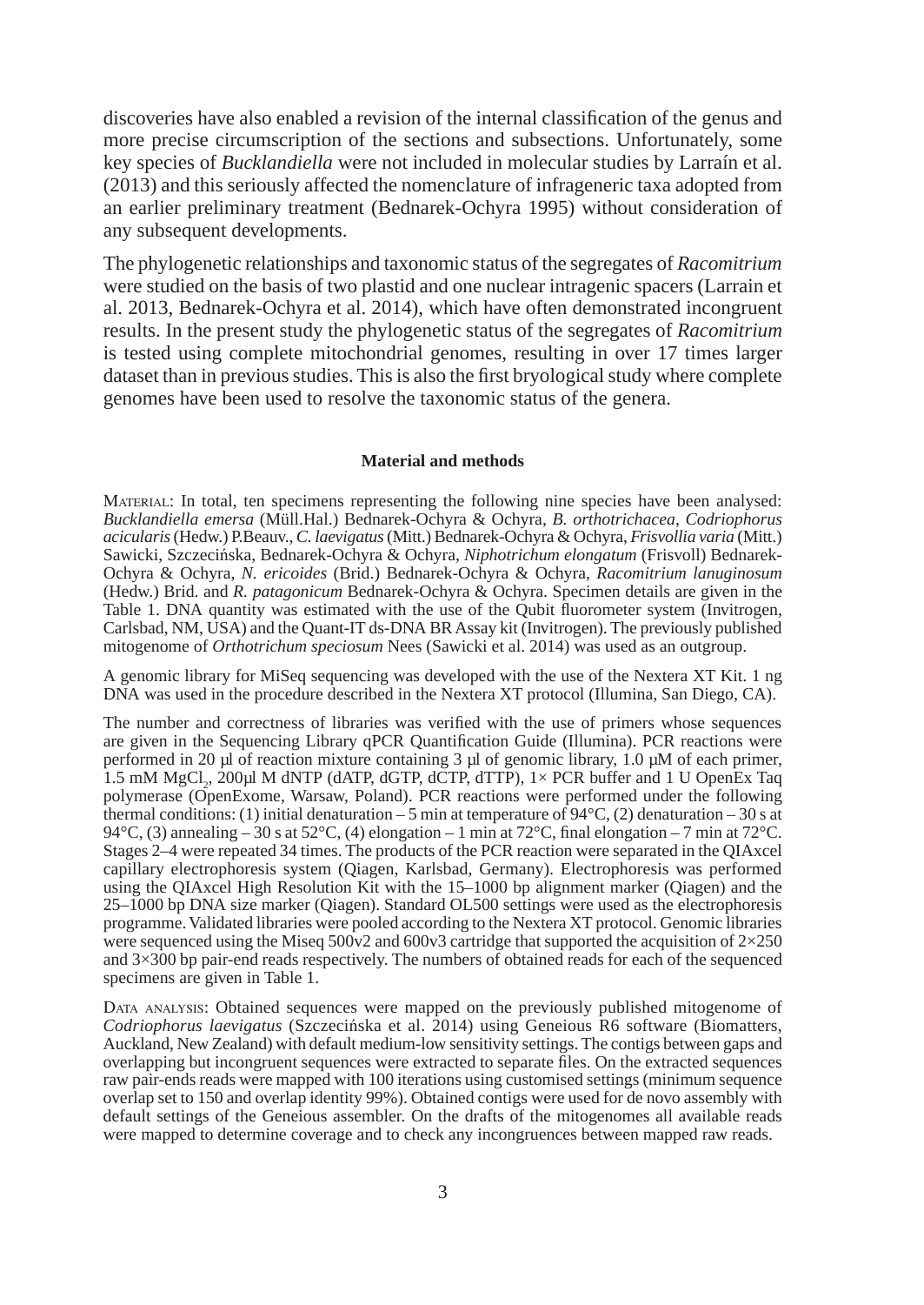discoveries have also enabled a revision of the internal classification of the genus and more precise circumscription of the sections and subsections. Unfortunately, some key species of *Bucklandiella* were not included in molecular studies by Larraín et al. (2013) and this seriously affected the nomenclature of infrageneric taxa adopted from an earlier preliminary treatment (Bednarek-Ochyra 1995) without consideration of any subsequent developments.

The phylogenetic relationships and taxonomic status of the segregates of *Racomitrium* were studied on the basis of two plastid and one nuclear intragenic spacers (Larrain et al. 2013, Bednarek-Ochyra et al. 2014), which have often demonstrated incongruent results. In the present study the phylogenetic status of the segregates of *Racomitrium* is tested using complete mitochondrial genomes, resulting in over 17 times larger dataset than in previous studies. This is also the first bryological study where complete genomes have been used to resolve the taxonomic status of the genera.

## Material and methods

MATERIAL: In total, ten specimens representing the following nine species have been analysed: *Bucklandiella emersa* (Müll.Hal.) Bednarek-Ochyra & Ochyra, *B. orthotrichacea*, *Codriophorus acicularis* (Hedw.) P.Beauv., *C. laevigatus* (Mitt.) Bednarek-Ochyra & Ochyra, *Frisvollia varia* (Mitt.) Sawicki, Szczecińska, Bednarek-Ochyra & Ochyra, *Niphotrichum elongatum* (Frisvoll) Bednarek-Ochyra & Ochyra, *N. ericoides* (Brid.) Bednarek-Ochyra & Ochyra, *Racomitrium lanuginosum* (Hedw.) Brid. and *R. patagonicum* Bednarek-Ochyra & Ochyra. Specimen details are given in the Table 1. DNA quantity was estimated with the use of the Qubit fluorometer system (Invitrogen, Carlsbad, NM, USA) and the Quant-IT ds-DNA BR Assay kit (Invitrogen). The previously published mitogenome of *Orthotrichum speciosum* Nees (Sawicki et al. 2014) was used as an outgroup.

A genomic library for MiSeq sequencing was developed with the use of the Nextera XT Kit. 1 ng DNA was used in the procedure described in the Nextera XT protocol (Illumina, San Diego, CA).

The number and correctness of libraries was verified with the use of primers whose sequences are given in the Sequencing Library qPCR Quantification Guide (Illumina). PCR reactions were performed in 20 µl of reaction mixture containing 3 µl of genomic library, 1.0 µM of each primer, 1.5 mM $MgCl_2$, 200µl M dNTP (dATP, dGTP, dCTP, dTTP), 1× PCR buffer and 1 U OpenEx Taq polymerase (OpenExome, Warsaw, Poland). PCR reactions were performed under the following thermal conditions: (1) initial denaturation – 5 min at temperature of 94°C, (2) denaturation – 30 s at 94°C, (3) annealing – 30 s at 52°C, (4) elongation – 1 min at 72°C, final elongation – 7 min at 72°C. Stages 2–4 were repeated 34 times. The products of the PCR reaction were separated in the QIAxcel capillary electrophoresis system (Qiagen, Karlsbad, Germany). Electrophoresis was performed using the QIAxcel High Resolution Kit with the 15–1000 bp alignment marker (Qiagen) and the 25–1000 bp DNA size marker (Qiagen). Standard OL500 settings were used as the electrophoresis programme. Validated libraries were pooled according to the Nextera XT protocol. Genomic libraries were sequenced using the Miseq 500v2 and 600v3 cartridge that supported the acquisition of 2×250 and 3×300 bp pair-end reads respectively. The numbers of obtained reads for each of the sequenced specimens are given in Table 1.

DATA ANALYSIS: Obtained sequences were mapped on the previously published mitogenome of *Codriophorus laevigatus* (Szczecińska et al. 2014) using Geneious R6 software (Biomatters, Auckland, New Zealand) with default medium-low sensitivity settings. The contigs between gaps and overlapping but incongruent sequences were extracted to separate files. On the extracted sequences raw pair-ends reads were mapped with 100 iterations using customised settings (minimum sequence overlap set to 150 and overlap identity 99%). Obtained contigs were used for de novo assembly with default settings of the Geneious assembler. On the drafts of the mitogenomes all available reads were mapped to determine coverage and to check any incongruences between mapped raw reads.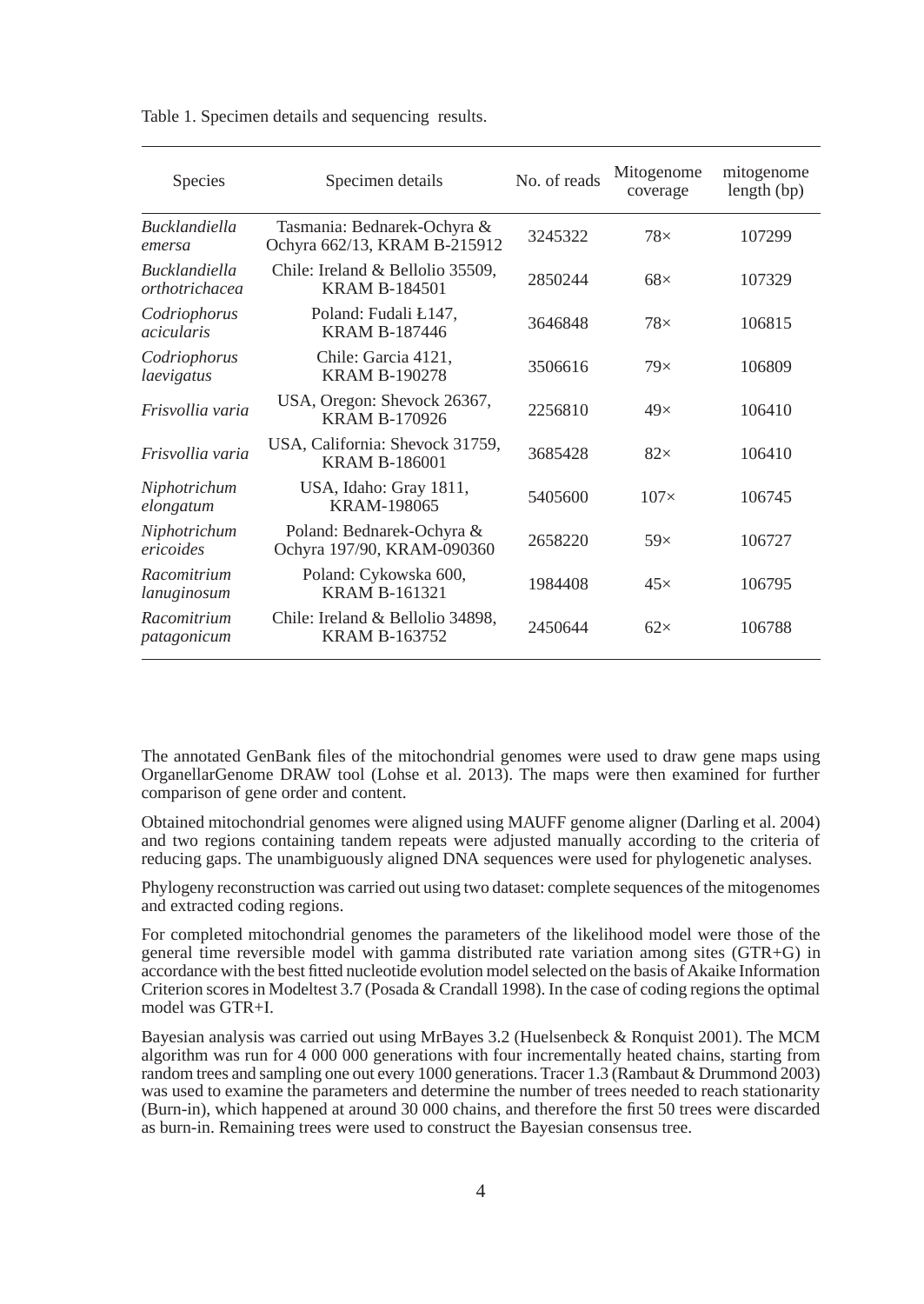Table 1. Specimen details and sequencing results.

| Species | Specimen details | No. of reads | Mitogenome coverage | mitogenome length (bp) |
|---|---|---|---|---|
| *Bucklandiella emersa* | Tasmania: Bednarek-Ochyra & Ochyra 662/13, KRAM B-215912 | 3245322 | 78× | 107299 |
| *Bucklandiella orthotrichacea* | Chile: Ireland & Bellolio 35509, KRAM B-184501 | 2850244 | 68× | 107329 |
| *Codriophorus acicularis* | Poland: Fudali Ł147, KRAM B-187446 | 3646848 | 78× | 106815 |
| *Codriophorus laevigatus* | Chile: Garcia 4121, KRAM B-190278 | 3506616 | 79× | 106809 |
| *Frisvollia varia* | USA, Oregon: Shevock 26367, KRAM B-170926 | 2256810 | 49× | 106410 |
| *Frisvollia varia* | USA, California: Shevock 31759, KRAM B-186001 | 3685428 | 82× | 106410 |
| *Niphotrichum elongatum* | USA, Idaho: Gray 1811, KRAM-198065 | 5405600 | 107× | 106745 |
| *Niphotrichum ericoides* | Poland: Bednarek-Ochyra & Ochyra 197/90, KRAM-090360 | 2658220 | 59× | 106727 |
| *Racomitrium lanuginosum* | Poland: Cykowska 600, KRAM B-161321 | 1984408 | 45× | 106795 |
| *Racomitrium patagonicum* | Chile: Ireland & Bellolio 34898, KRAM B-163752 | 2450644 | 62× | 106788 |

The annotated GenBank files of the mitochondrial genomes were used to draw gene maps using OrganellarGenome DRAW tool (Lohse et al. 2013). The maps were then examined for further comparison of gene order and content.

Obtained mitochondrial genomes were aligned using MAUFF genome aligner (Darling et al. 2004) and two regions containing tandem repeats were adjusted manually according to the criteria of reducing gaps. The unambiguously aligned DNA sequences were used for phylogenetic analyses.

Phylogeny reconstruction was carried out using two dataset: complete sequences of the mitogenomes and extracted coding regions.

For completed mitochondrial genomes the parameters of the likelihood model were those of the general time reversible model with gamma distributed rate variation among sites (GTR+G) in accordance with the best fitted nucleotide evolution model selected on the basis of Akaike Information Criterion scores in Modeltest 3.7 (Posada & Crandall 1998). In the case of coding regions the optimal model was GTR+I.

Bayesian analysis was carried out using MrBayes 3.2 (Huelsenbeck & Ronquist 2001). The MCM algorithm was run for 4 000 000 generations with four incrementally heated chains, starting from random trees and sampling one out every 1000 generations. Tracer 1.3 (Rambaut & Drummond 2003) was used to examine the parameters and determine the number of trees needed to reach stationarity (Burn-in), which happened at around 30 000 chains, and therefore the first 50 trees were discarded as burn-in. Remaining trees were used to construct the Bayesian consensus tree.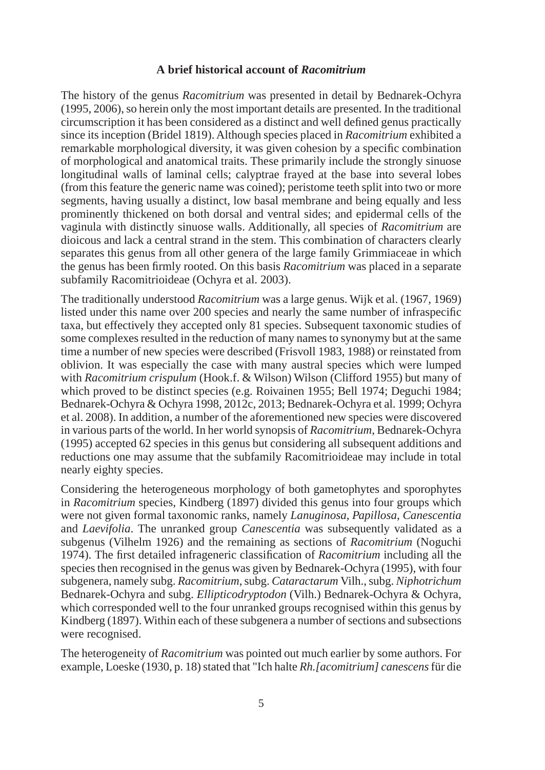## A brief historical account of *Racomitrium*

The history of the genus *Racomitrium* was presented in detail by Bednarek-Ochyra (1995, 2006), so herein only the most important details are presented. In the traditional circumscription it has been considered as a distinct and well defined genus practically since its inception (Bridel 1819). Although species placed in *Racomitrium* exhibited a remarkable morphological diversity, it was given cohesion by a specific combination of morphological and anatomical traits. These primarily include the strongly sinuose longitudinal walls of laminal cells; calyptrae frayed at the base into several lobes (from this feature the generic name was coined); peristome teeth split into two or more segments, having usually a distinct, low basal membrane and being equally and less prominently thickened on both dorsal and ventral sides; and epidermal cells of the vaginula with distinctly sinuose walls. Additionally, all species of *Racomitrium* are dioicous and lack a central strand in the stem. This combination of characters clearly separates this genus from all other genera of the large family Grimmiaceae in which the genus has been firmly rooted. On this basis *Racomitrium* was placed in a separate subfamily Racomitrioideae (Ochyra et al. 2003).

The traditionally understood *Racomitrium* was a large genus. Wijk et al. (1967, 1969) listed under this name over 200 species and nearly the same number of infraspecific taxa, but effectively they accepted only 81 species. Subsequent taxonomic studies of some complexes resulted in the reduction of many names to synonymy but at the same time a number of new species were described (Frisvoll 1983, 1988) or reinstated from oblivion. It was especially the case with many austral species which were lumped with *Racomitrium crispulum* (Hook.f. & Wilson) Wilson (Clifford 1955) but many of which proved to be distinct species (e.g. Roivainen 1955; Bell 1974; Deguchi 1984; Bednarek-Ochyra & Ochyra 1998, 2012c, 2013; Bednarek-Ochyra et al. 1999; Ochyra et al. 2008). In addition, a number of the aforementioned new species were discovered in various parts of the world. In her world synopsis of *Racomitrium*, Bednarek-Ochyra (1995) accepted 62 species in this genus but considering all subsequent additions and reductions one may assume that the subfamily Racomitrioideae may include in total nearly eighty species.

Considering the heterogeneous morphology of both gametophytes and sporophytes in *Racomitrium* species, Kindberg (1897) divided this genus into four groups which were not given formal taxonomic ranks, namely *Lanuginosa*, *Papillosa*, *Canescentia* and *Laevifolia*. The unranked group *Canescentia* was subsequently validated as a subgenus (Vilhelm 1926) and the remaining as sections of *Racomitrium* (Noguchi 1974). The first detailed infrageneric classification of *Racomitrium* including all the species then recognised in the genus was given by Bednarek-Ochyra (1995), with four subgenera, namely subg. *Racomitrium*, subg. *Cataractarum* Vilh., subg. *Niphotrichum* Bednarek-Ochyra and subg. *Ellipticodryptodon* (Vilh.) Bednarek-Ochyra & Ochyra, which corresponded well to the four unranked groups recognised within this genus by Kindberg (1897). Within each of these subgenera a number of sections and subsections were recognised.

The heterogeneity of *Racomitrium* was pointed out much earlier by some authors. For example, Loeske (1930, p. 18) stated that "Ich halte *Rh.[acomitrium] canescens* für die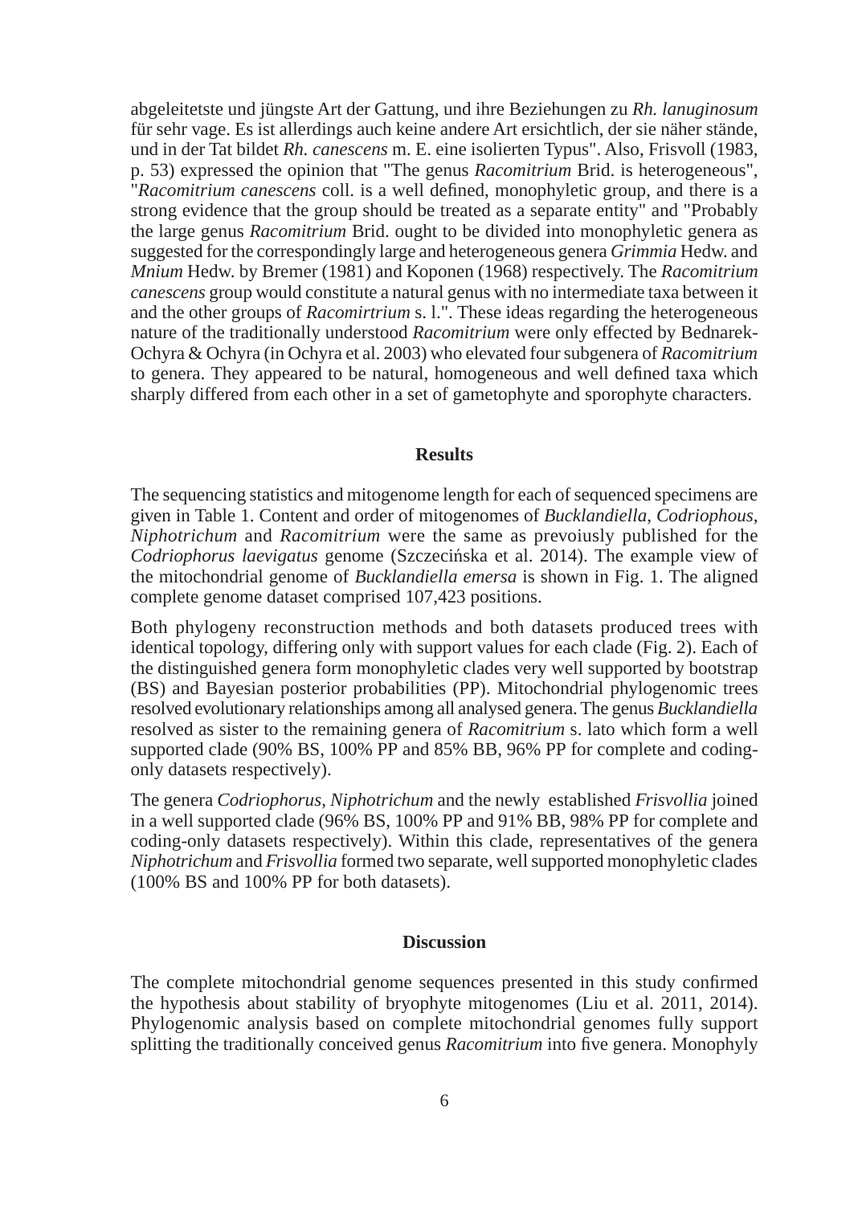abgeleitetste und jüngste Art der Gattung, und ihre Beziehungen zu *Rh. lanuginosum* für sehr vage. Es ist allerdings auch keine andere Art ersichtlich, der sie näher stände, und in der Tat bildet *Rh. canescens* m. E. eine isolierten Typus". Also, Frisvoll (1983, p. 53) expressed the opinion that "The genus *Racomitrium* Brid. is heterogeneous", "*Racomitrium canescens* coll. is a well defined, monophyletic group, and there is a strong evidence that the group should be treated as a separate entity" and "Probably the large genus *Racomitrium* Brid. ought to be divided into monophyletic genera as suggested for the correspondingly large and heterogeneous genera *Grimmia* Hedw. and *Mnium* Hedw. by Bremer (1981) and Koponen (1968) respectively. The *Racomitrium canescens* group would constitute a natural genus with no intermediate taxa between it and the other groups of *Racomirtrium* s. l.". These ideas regarding the heterogeneous nature of the traditionally understood *Racomitrium* were only effected by Bednarek-Ochyra & Ochyra (in Ochyra et al. 2003) who elevated four subgenera of *Racomitrium* to genera. They appeared to be natural, homogeneous and well defined taxa which sharply differed from each other in a set of gametophyte and sporophyte characters.

## Results

The sequencing statistics and mitogenome length for each of sequenced specimens are given in Table 1. Content and order of mitogenomes of *Bucklandiella*, *Codriophous*, *Niphotrichum* and *Racomitrium* were the same as prevoiusly published for the *Codriophorus laevigatus* genome (Szczecińska et al. 2014). The example view of the mitochondrial genome of *Bucklandiella emersa* is shown in Fig. 1. The aligned complete genome dataset comprised 107,423 positions.

Both phylogeny reconstruction methods and both datasets produced trees with identical topology, differing only with support values for each clade (Fig. 2). Each of the distinguished genera form monophyletic clades very well supported by bootstrap (BS) and Bayesian posterior probabilities (PP). Mitochondrial phylogenomic trees resolved evolutionary relationships among all analysed genera. The genus *Bucklandiella* resolved as sister to the remaining genera of *Racomitrium* s. lato which form a well supported clade (90% BS, 100% PP and 85% BB, 96% PP for complete and coding-only datasets respectively).

The genera *Codriophorus*, *Niphotrichum* and the newly established *Frisvollia* joined in a well supported clade (96% BS, 100% PP and 91% BB, 98% PP for complete and coding-only datasets respectively). Within this clade, representatives of the genera *Niphotrichum* and *Frisvollia* formed two separate, well supported monophyletic clades (100% BS and 100% PP for both datasets).

## Discussion

The complete mitochondrial genome sequences presented in this study confirmed the hypothesis about stability of bryophyte mitogenomes (Liu et al. 2011, 2014). Phylogenomic analysis based on complete mitochondrial genomes fully support splitting the traditionally conceived genus *Racomitrium* into five genera. Monophyly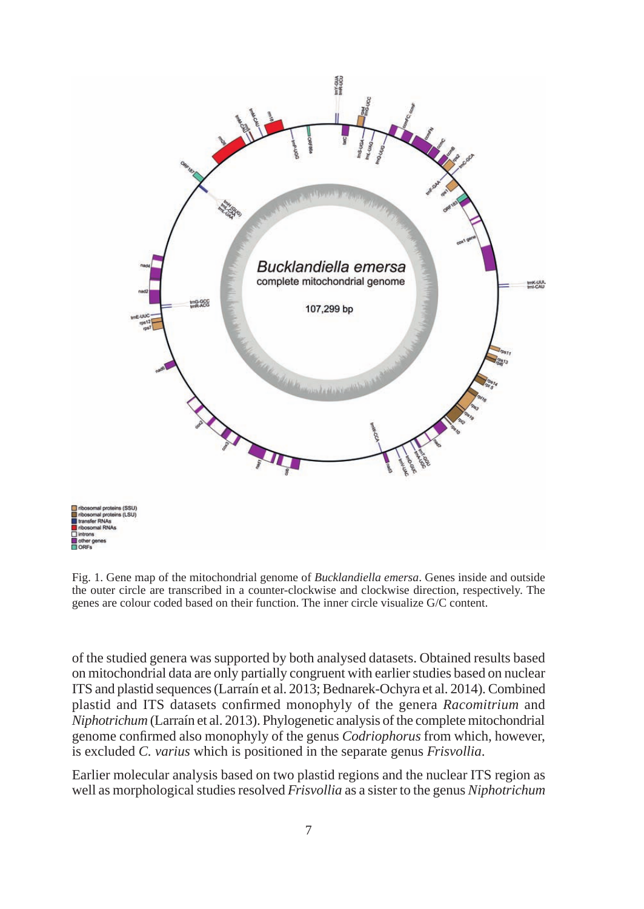Fig. 1. Gene map of the mitochondrial genome of *Bucklandiella emersa*. Genes inside and outside the outer circle are transcribed in a counter-clockwise and clockwise direction, respectively. The genes are colour coded based on their function. The inner circle visualize G/C content.

of the studied genera was supported by both analysed datasets. Obtained results based on mitochondrial data are only partially congruent with earlier studies based on nuclear ITS and plastid sequences (Larraín et al. 2013; Bednarek-Ochyra et al. 2014). Combined plastid and ITS datasets confirmed monophyly of the genera *Racomitrium* and *Niphotrichum* (Larraín et al. 2013). Phylogenetic analysis of the complete mitochondrial genome confirmed also monophyly of the genus *Codriophorus* from which, however, is excluded *C. varius* which is positioned in the separate genus *Frisvollia*.

Earlier molecular analysis based on two plastid regions and the nuclear ITS region as well as morphological studies resolved *Frisvollia* as a sister to the genus *Niphotrichum*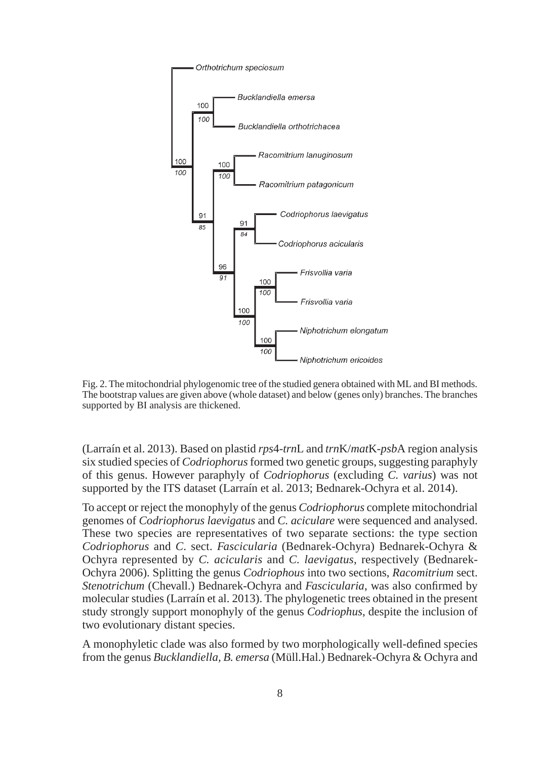Fig. 2. The mitochondrial phylogenomic tree of the studied genera obtained with ML and BI methods. The bootstrap values are given above (whole dataset) and below (genes only) branches. The branches supported by BI analysis are thickened.

(Larraín et al. 2013). Based on plastid *rps*4-*trn*L and *trn*K/*mat*K-*psb*A region analysis six studied species of *Codriophorus* formed two genetic groups, suggesting paraphyly of this genus. However paraphyly of *Codriophorus* (excluding *C. varius*) was not supported by the ITS dataset (Larraín et al. 2013; Bednarek-Ochyra et al. 2014).

To accept or reject the monophyly of the genus *Codriophorus* complete mitochondrial genomes of *Codriophorus laevigatus* and *C. aciculare* were sequenced and analysed. These two species are representatives of two separate sections: the type section *Codriophorus* and *C.* sect. *Fascicularia* (Bednarek-Ochyra) Bednarek-Ochyra & Ochyra represented by *C. acicularis* and *C. laevigatus*, respectively (Bednarek-Ochyra 2006). Splitting the genus *Codriophous* into two sections, *Racomitrium* sect. *Stenotrichum* (Chevall.) Bednarek-Ochyra and *Fascicularia*, was also confirmed by molecular studies (Larraín et al. 2013). The phylogenetic trees obtained in the present study strongly support monophyly of the genus *Codriophus*, despite the inclusion of two evolutionary distant species.

A monophyletic clade was also formed by two morphologically well-defined species from the genus *Bucklandiella*, *B. emersa* (Müll.Hal.) Bednarek-Ochyra & Ochyra and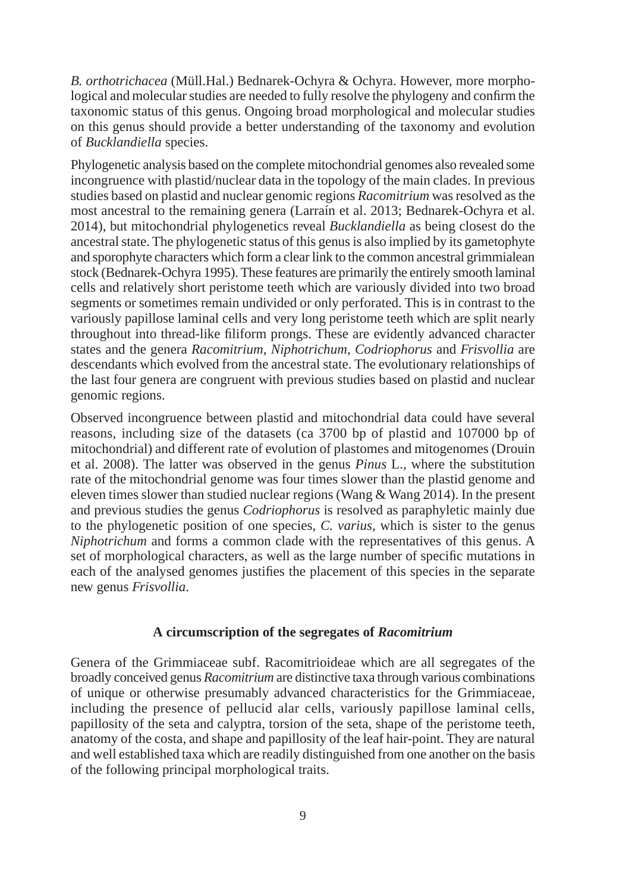*B. orthotrichacea* (Müll.Hal.) Bednarek-Ochyra & Ochyra. However, more morphological and molecular studies are needed to fully resolve the phylogeny and confirm the taxonomic status of this genus. Ongoing broad morphological and molecular studies on this genus should provide a better understanding of the taxonomy and evolution of *Bucklandiella* species.

Phylogenetic analysis based on the complete mitochondrial genomes also revealed some incongruence with plastid/nuclear data in the topology of the main clades. In previous studies based on plastid and nuclear genomic regions *Racomitrium* was resolved as the most ancestral to the remaining genera (Larraín et al. 2013; Bednarek-Ochyra et al. 2014), but mitochondrial phylogenetics reveal *Bucklandiella* as being closest do the ancestral state. The phylogenetic status of this genus is also implied by its gametophyte and sporophyte characters which form a clear link to the common ancestral grimmialean stock (Bednarek-Ochyra 1995). These features are primarily the entirely smooth laminal cells and relatively short peristome teeth which are variously divided into two broad segments or sometimes remain undivided or only perforated. This is in contrast to the variously papillose laminal cells and very long peristome teeth which are split nearly throughout into thread-like filiform prongs. These are evidently advanced character states and the genera *Racomitrium*, *Niphotrichum*, *Codriophorus* and *Frisvollia* are descendants which evolved from the ancestral state. The evolutionary relationships of the last four genera are congruent with previous studies based on plastid and nuclear genomic regions.

Observed incongruence between plastid and mitochondrial data could have several reasons, including size of the datasets (ca 3700 bp of plastid and 107000 bp of mitochondrial) and different rate of evolution of plastomes and mitogenomes (Drouin et al. 2008). The latter was observed in the genus *Pinus* L., where the substitution rate of the mitochondrial genome was four times slower than the plastid genome and eleven times slower than studied nuclear regions (Wang & Wang 2014). In the present and previous studies the genus *Codriophorus* is resolved as paraphyletic mainly due to the phylogenetic position of one species, *C. varius*, which is sister to the genus *Niphotrichum* and forms a common clade with the representatives of this genus. A set of morphological characters, as well as the large number of specific mutations in each of the analysed genomes justifies the placement of this species in the separate new genus *Frisvollia*.

## A circumscription of the segregates of *Racomitrium*

Genera of the Grimmiaceae subf. Racomitrioideae which are all segregates of the broadly conceived genus *Racomitrium* are distinctive taxa through various combinations of unique or otherwise presumably advanced characteristics for the Grimmiaceae, including the presence of pellucid alar cells, variously papillose laminal cells, papillosity of the seta and calyptra, torsion of the seta, shape of the peristome teeth, anatomy of the costa, and shape and papillosity of the leaf hair-point. They are natural and well established taxa which are readily distinguished from one another on the basis of the following principal morphological traits.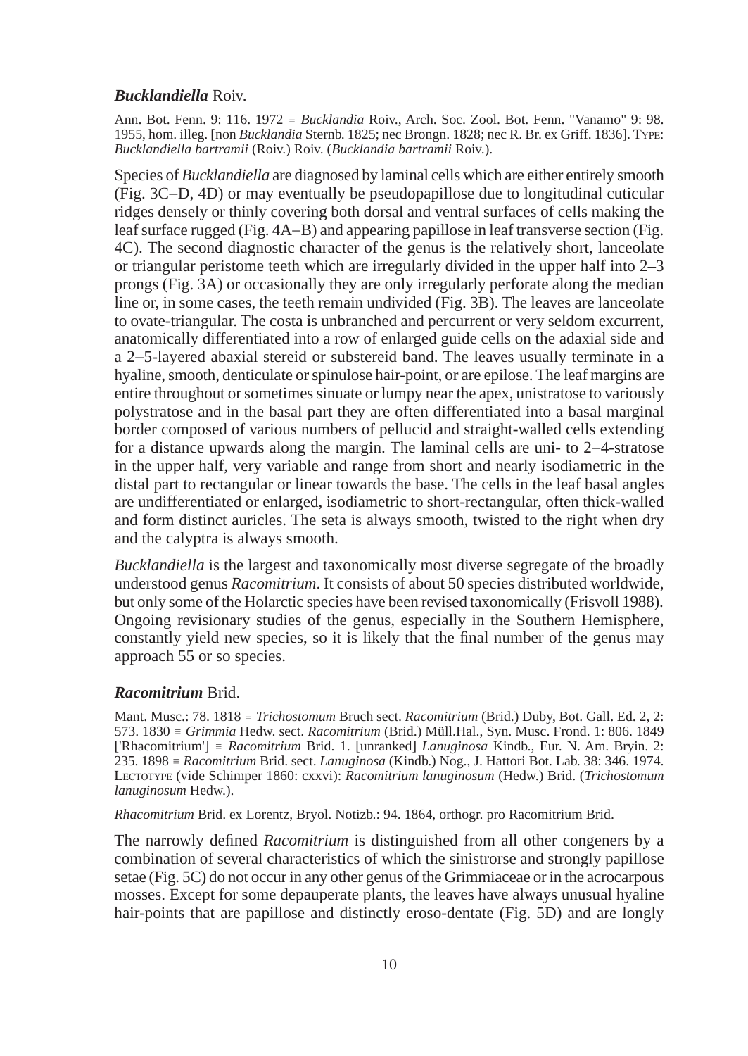### ***Bucklandiella*** Roiv.

Ann. Bot. Fenn. 9: 116. 1972 ≡ *Bucklandia* Roiv., Arch. Soc. Zool. Bot. Fenn. "Vanamo" 9: 98. 1955, hom. illeg. [non *Bucklandia* Sternb. 1825; nec Brongn. 1828; nec R. Br. ex Griff. 1836]. Type: *Bucklandiella bartramii* (Roiv.) Roiv. (*Bucklandia bartramii* Roiv.).

Species of *Bucklandiella* are diagnosed by laminal cells which are either entirely smooth (Fig. 3C–D, 4D) or may eventually be pseudopapillose due to longitudinal cuticular ridges densely or thinly covering both dorsal and ventral surfaces of cells making the leaf surface rugged (Fig. 4A–B) and appearing papillose in leaf transverse section (Fig. 4C). The second diagnostic character of the genus is the relatively short, lanceolate or triangular peristome teeth which are irregularly divided in the upper half into 2–3 prongs (Fig. 3A) or occasionally they are only irregularly perforate along the median line or, in some cases, the teeth remain undivided (Fig. 3B). The leaves are lanceolate to ovate-triangular. The costa is unbranched and percurrent or very seldom excurrent, anatomically differentiated into a row of enlarged guide cells on the adaxial side and a 2–5-layered abaxial stereid or substereid band. The leaves usually terminate in a hyaline, smooth, denticulate or spinulose hair-point, or are epilose. The leaf margins are entire throughout or sometimes sinuate or lumpy near the apex, unistratose to variously polystratose and in the basal part they are often differentiated into a basal marginal border composed of various numbers of pellucid and straight-walled cells extending for a distance upwards along the margin. The laminal cells are uni- to 2–4-stratose in the upper half, very variable and range from short and nearly isodiametric in the distal part to rectangular or linear towards the base. The cells in the leaf basal angles are undifferentiated or enlarged, isodiametric to short-rectangular, often thick-walled and form distinct auricles. The seta is always smooth, twisted to the right when dry and the calyptra is always smooth.

*Bucklandiella* is the largest and taxonomically most diverse segregate of the broadly understood genus *Racomitrium*. It consists of about 50 species distributed worldwide, but only some of the Holarctic species have been revised taxonomically (Frisvoll 1988). Ongoing revisionary studies of the genus, especially in the Southern Hemisphere, constantly yield new species, so it is likely that the final number of the genus may approach 55 or so species.

### ***Racomitrium*** Brid.

Mant. Musc.: 78. 1818 ≡ *Trichostomum* Bruch sect. *Racomitrium* (Brid.) Duby, Bot. Gall. Ed. 2, 2: 573. 1830 ≡ *Grimmia* Hedw. sect. *Racomitrium* (Brid.) Müll.Hal., Syn. Musc. Frond. 1: 806. 1849 ['Rhacomitrium'] ≡ *Racomitrium* Brid. 1. [unranked] *Lanuginosa* Kindb., Eur. N. Am. Bryin. 2: 235. 1898 ≡ *Racomitrium* Brid. sect. *Lanuginosa* (Kindb.) Nog., J. Hattori Bot. Lab. 38: 346. 1974. Lectotype (vide Schimper 1860: cxxvi): *Racomitrium lanuginosum* (Hedw.) Brid. (*Trichostomum lanuginosum* Hedw.).

*Rhacomitrium* Brid. ex Lorentz, Bryol. Notizb.: 94. 1864, orthogr. pro Racomitrium Brid.

The narrowly defined *Racomitrium* is distinguished from all other congeners by a combination of several characteristics of which the sinistrorse and strongly papillose setae (Fig. 5C) do not occur in any other genus of the Grimmiaceae or in the acrocarpous mosses. Except for some depauperate plants, the leaves have always unusual hyaline hair-points that are papillose and distinctly eroso-dentate (Fig. 5D) and are longly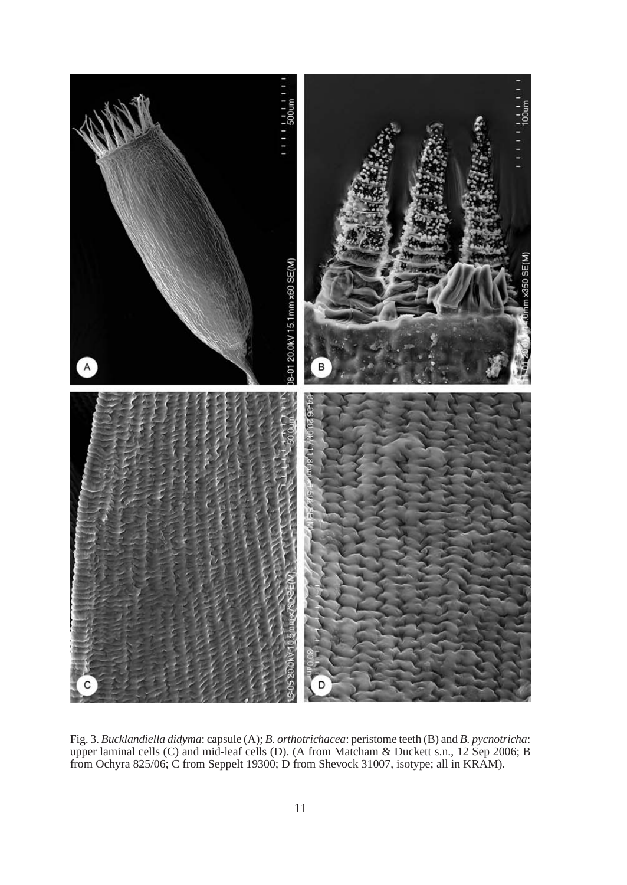Fig. 3. *Bucklandiella didyma*: capsule (A); *B. orthotrichacea*: peristome teeth (B) and *B. pycnotricha*: upper laminal cells (C) and mid-leaf cells (D). (A from Matcham & Duckett s.n., 12 Sep 2006; B from Ochyra 825/06; C from Seppelt 19300; D from Shevock 31007, isotype; all in KRAM).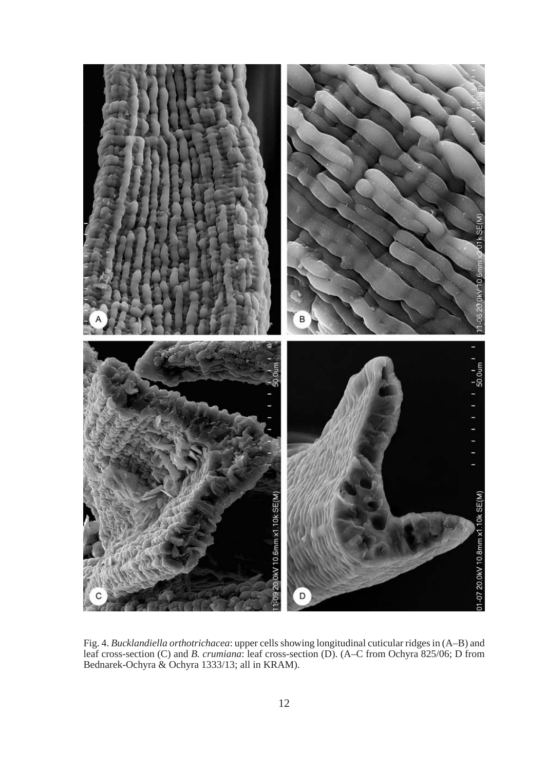Fig. 4. *Bucklandiella orthotrichacea*: upper cells showing longitudinal cuticular ridges in (A–B) and leaf cross-section (C) and *B. crumiana*: leaf cross-section (D). (A–C from Ochyra 825/06; D from Bednarek-Ochyra & Ochyra 1333/13; all in KRAM).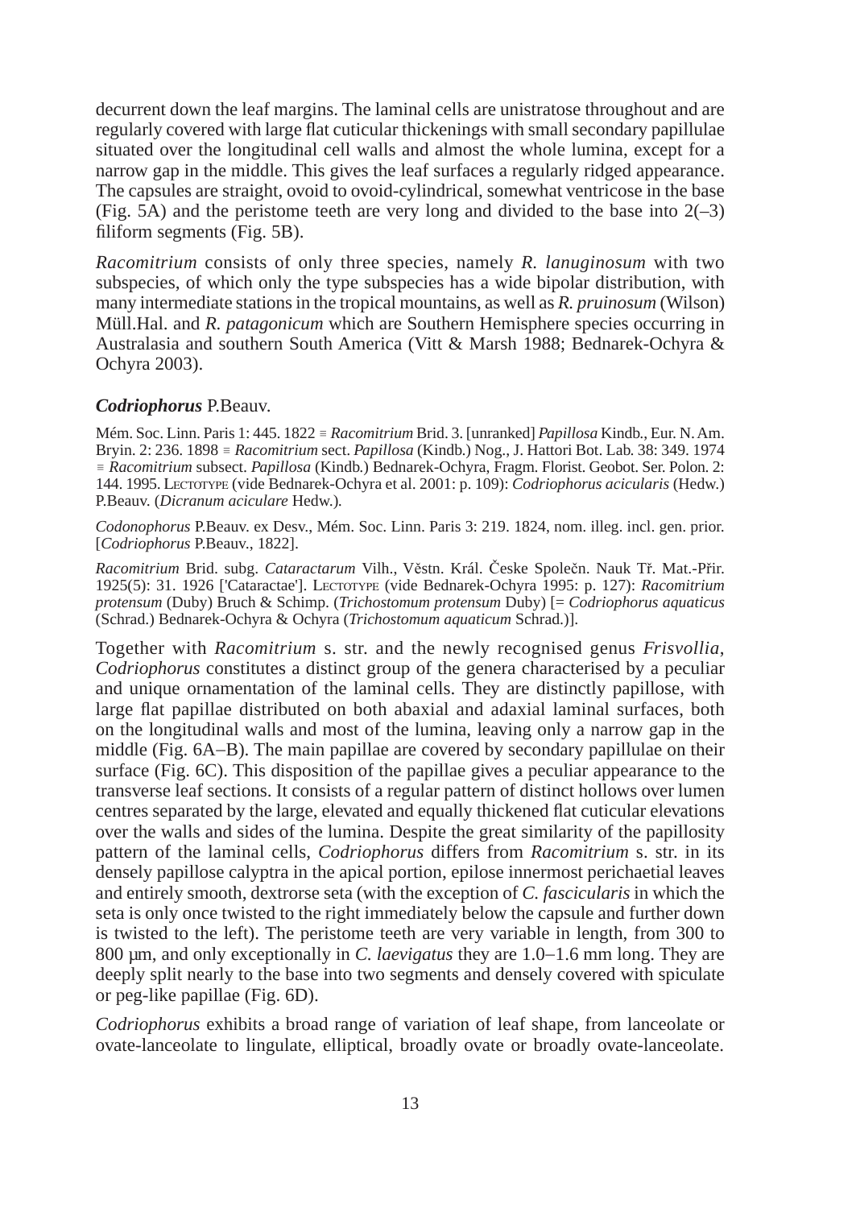decurrent down the leaf margins. The laminal cells are unistratose throughout and are regularly covered with large flat cuticular thickenings with small secondary papillulae situated over the longitudinal cell walls and almost the whole lumina, except for a narrow gap in the middle. This gives the leaf surfaces a regularly ridged appearance. The capsules are straight, ovoid to ovoid-cylindrical, somewhat ventricose in the base (Fig. 5A) and the peristome teeth are very long and divided to the base into 2(–3) filiform segments (Fig. 5B).

*Racomitrium* consists of only three species, namely *R. lanuginosum* with two subspecies, of which only the type subspecies has a wide bipolar distribution, with many intermediate stations in the tropical mountains, as well as *R. pruinosum* (Wilson) Müll.Hal. and *R. patagonicum* which are Southern Hemisphere species occurring in Australasia and southern South America (Vitt & Marsh 1988; Bednarek-Ochyra & Ochyra 2003).

### *Codriophorus* P.Beauv.

Mém. Soc. Linn. Paris 1: 445. 1822 ≡ *Racomitrium* Brid. 3. [unranked] *Papillosa* Kindb., Eur. N. Am. Bryin. 2: 236. 1898 ≡ *Racomitrium* sect. *Papillosa* (Kindb.) Nog., J. Hattori Bot. Lab. 38: 349. 1974 ≡ *Racomitrium* subsect. *Papillosa* (Kindb.) Bednarek-Ochyra, Fragm. Florist. Geobot. Ser. Polon. 2: 144. 1995. Lectotype (vide Bednarek-Ochyra et al. 2001: p. 109): *Codriophorus acicularis* (Hedw.) P.Beauv. (*Dicranum aciculare* Hedw.).

*Codonophorus* P.Beauv. ex Desv., Mém. Soc. Linn. Paris 3: 219. 1824, nom. illeg. incl. gen. prior. [*Codriophorus* P.Beauv., 1822].

*Racomitrium* Brid. subg. *Cataractarum* Vilh., Věstn. Král. Česke Společn. Nauk Tř. Mat.-Přir. 1925(5): 31. 1926 ['Cataractae']. Lectotype (vide Bednarek-Ochyra 1995: p. 127): *Racomitrium protensum* (Duby) Bruch & Schimp. (*Trichostomum protensum* Duby) [= *Codriophorus aquaticus* (Schrad.) Bednarek-Ochyra & Ochyra (*Trichostomum aquaticum* Schrad.)].

Together with *Racomitrium* s. str. and the newly recognised genus *Frisvollia*, *Codriophorus* constitutes a distinct group of the genera characterised by a peculiar and unique ornamentation of the laminal cells. They are distinctly papillose, with large flat papillae distributed on both abaxial and adaxial laminal surfaces, both on the longitudinal walls and most of the lumina, leaving only a narrow gap in the middle (Fig. 6A–B). The main papillae are covered by secondary papillulae on their surface (Fig. 6C). This disposition of the papillae gives a peculiar appearance to the transverse leaf sections. It consists of a regular pattern of distinct hollows over lumen centres separated by the large, elevated and equally thickened flat cuticular elevations over the walls and sides of the lumina. Despite the great similarity of the papillosity pattern of the laminal cells, *Codriophorus* differs from *Racomitrium* s. str. in its densely papillose calyptra in the apical portion, epilose innermost perichaetial leaves and entirely smooth, dextrorse seta (with the exception of *C. fascicularis* in which the seta is only once twisted to the right immediately below the capsule and further down is twisted to the left). The peristome teeth are very variable in length, from 300 to 800 µm, and only exceptionally in *C. laevigatus* they are 1.0–1.6 mm long. They are deeply split nearly to the base into two segments and densely covered with spiculate or peg-like papillae (Fig. 6D).

*Codriophorus* exhibits a broad range of variation of leaf shape, from lanceolate or ovate-lanceolate to lingulate, elliptical, broadly ovate or broadly ovate-lanceolate.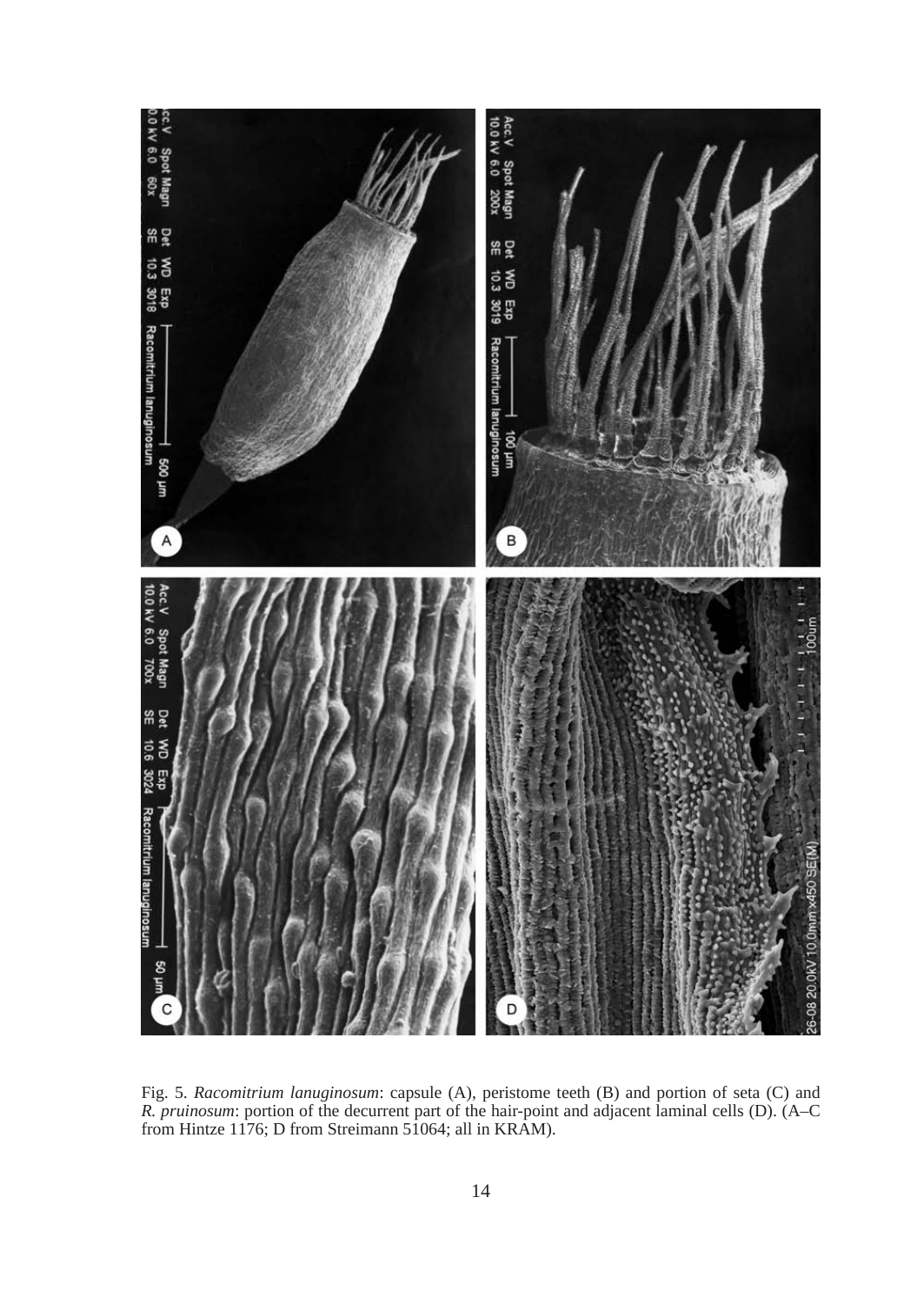Fig. 5. *Racomitrium lanuginosum*: capsule (A), peristome teeth (B) and portion of seta (C) and *R. pruinosum*: portion of the decurrent part of the hair-point and adjacent laminal cells (D). (A–C from Hintze 1176; D from Streimann 51064; all in KRAM).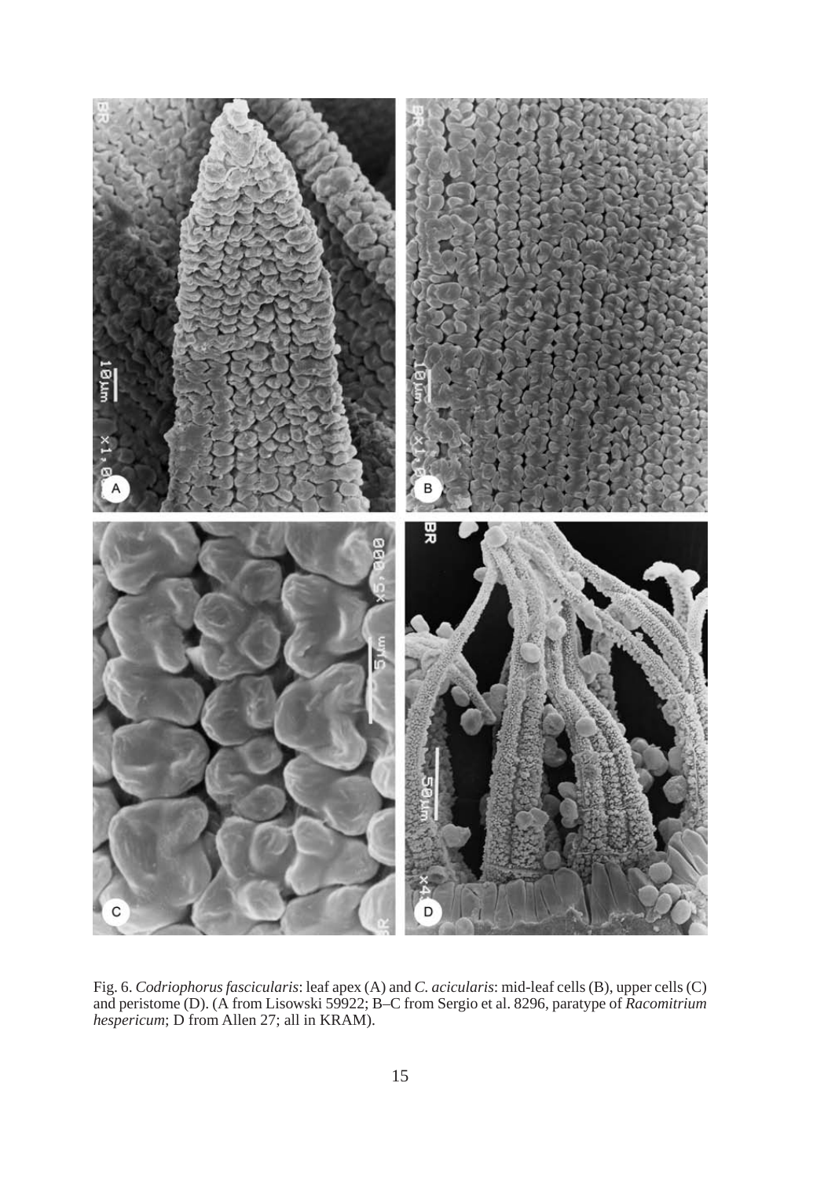Fig. 6. *Codriophorus fascicularis*: leaf apex (A) and *C. acicularis*: mid-leaf cells (B), upper cells (C) and peristome (D). (A from Lisowski 59922; B–C from Sergio et al. 8296, paratype of *Racomitrium hespericum*; D from Allen 27; all in KRAM).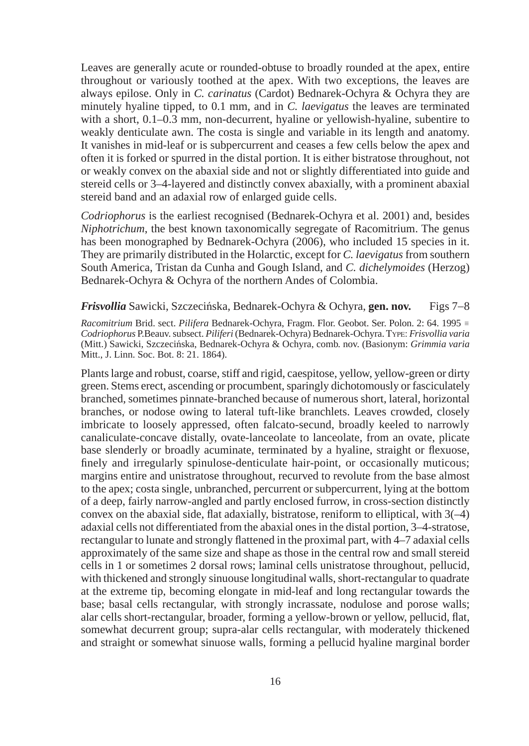Leaves are generally acute or rounded-obtuse to broadly rounded at the apex, entire throughout or variously toothed at the apex. With two exceptions, the leaves are always epilose. Only in *C. carinatus* (Cardot) Bednarek-Ochyra & Ochyra they are minutely hyaline tipped, to 0.1 mm, and in *C. laevigatus* the leaves are terminated with a short, 0.1–0.3 mm, non-decurrent, hyaline or yellowish-hyaline, subentire to weakly denticulate awn. The costa is single and variable in its length and anatomy. It vanishes in mid-leaf or is subpercurrent and ceases a few cells below the apex and often it is forked or spurred in the distal portion. It is either bistratose throughout, not or weakly convex on the abaxial side and not or slightly differentiated into guide and stereid cells or 3–4-layered and distinctly convex abaxially, with a prominent abaxial stereid band and an adaxial row of enlarged guide cells.

*Codriophorus* is the earliest recognised (Bednarek-Ochyra et al. 2001) and, besides *Niphotrichum*, the best known taxonomically segregate of Racomitrium. The genus has been monographed by Bednarek-Ochyra (2006), who included 15 species in it. They are primarily distributed in the Holarctic, except for *C. laevigatus* from southern South America, Tristan da Cunha and Gough Island, and *C. dichelymoides* (Herzog) Bednarek-Ochyra & Ochyra of the northern Andes of Colombia.

***Frisvollia*** Sawicki, Szczecińska, Bednarek-Ochyra & Ochyra, **gen. nov.** Figs 7–8

*Racomitrium* Brid. sect. *Pilifera* Bednarek-Ochyra, Fragm. Flor. Geobot. Ser. Polon. 2: 64. 1995 ≡ *Codriophorus* P.Beauv. subsect. *Piliferi* (Bednarek-Ochyra) Bednarek-Ochyra. Type: *Frisvollia varia* (Mitt.) Sawicki, Szczecińska, Bednarek-Ochyra & Ochyra, comb. nov. (Basionym: *Grimmia varia* Mitt., J. Linn. Soc. Bot. 8: 21. 1864).

Plants large and robust, coarse, stiff and rigid, caespitose, yellow, yellow-green or dirty green. Stems erect, ascending or procumbent, sparingly dichotomously or fasciculately branched, sometimes pinnate-branched because of numerous short, lateral, horizontal branches, or nodose owing to lateral tuft-like branchlets. Leaves crowded, closely imbricate to loosely appressed, often falcato-secund, broadly keeled to narrowly canaliculate-concave distally, ovate-lanceolate to lanceolate, from an ovate, plicate base slenderly or broadly acuminate, terminated by a hyaline, straight or flexuose, finely and irregularly spinulose-denticulate hair-point, or occasionally muticous; margins entire and unistratose throughout, recurved to revolute from the base almost to the apex; costa single, unbranched, percurrent or subpercurrent, lying at the bottom of a deep, fairly narrow-angled and partly enclosed furrow, in cross-section distinctly convex on the abaxial side, flat adaxially, bistratose, reniform to elliptical, with 3(–4) adaxial cells not differentiated from the abaxial ones in the distal portion, 3–4-stratose, rectangular to lunate and strongly flattened in the proximal part, with 4–7 adaxial cells approximately of the same size and shape as those in the central row and small stereid cells in 1 or sometimes 2 dorsal rows; laminal cells unistratose throughout, pellucid, with thickened and strongly sinuouse longitudinal walls, short-rectangular to quadrate at the extreme tip, becoming elongate in mid-leaf and long rectangular towards the base; basal cells rectangular, with strongly incrassate, nodulose and porose walls; alar cells short-rectangular, broader, forming a yellow-brown or yellow, pellucid, flat, somewhat decurrent group; supra-alar cells rectangular, with moderately thickened and straight or somewhat sinuose walls, forming a pellucid hyaline marginal border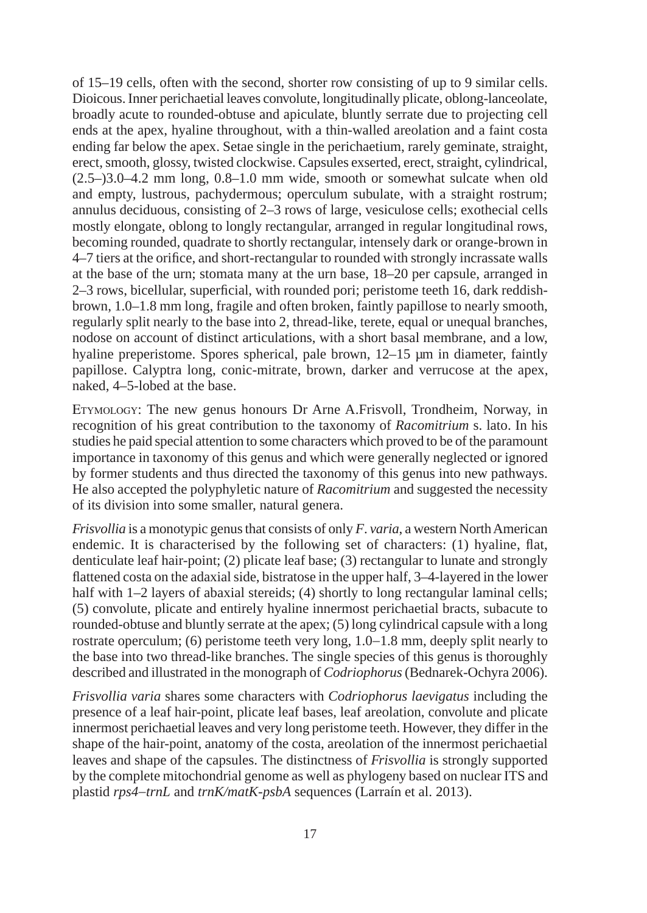of 15–19 cells, often with the second, shorter row consisting of up to 9 similar cells. Dioicous. Inner perichaetial leaves convolute, longitudinally plicate, oblong-lanceolate, broadly acute to rounded-obtuse and apiculate, bluntly serrate due to projecting cell ends at the apex, hyaline throughout, with a thin-walled areolation and a faint costa ending far below the apex. Setae single in the perichaetium, rarely geminate, straight, erect, smooth, glossy, twisted clockwise. Capsules exserted, erect, straight, cylindrical, (2.5–)3.0–4.2 mm long, 0.8–1.0 mm wide, smooth or somewhat sulcate when old and empty, lustrous, pachydermous; operculum subulate, with a straight rostrum; annulus deciduous, consisting of 2–3 rows of large, vesiculose cells; exothecial cells mostly elongate, oblong to longly rectangular, arranged in regular longitudinal rows, becoming rounded, quadrate to shortly rectangular, intensely dark or orange-brown in 4–7 tiers at the orifice, and short-rectangular to rounded with strongly incrassate walls at the base of the urn; stomata many at the urn base, 18–20 per capsule, arranged in 2–3 rows, bicellular, superficial, with rounded pori; peristome teeth 16, dark reddish-brown, 1.0–1.8 mm long, fragile and often broken, faintly papillose to nearly smooth, regularly split nearly to the base into 2, thread-like, terete, equal or unequal branches, nodose on account of distinct articulations, with a short basal membrane, and a low, hyaline preperistome. Spores spherical, pale brown, 12–15 µm in diameter, faintly papillose. Calyptra long, conic-mitrate, brown, darker and verrucose at the apex, naked, 4–5-lobed at the base.

ETYMOLOGY: The new genus honours Dr Arne A.Frisvoll, Trondheim, Norway, in recognition of his great contribution to the taxonomy of *Racomitrium* s. lato. In his studies he paid special attention to some characters which proved to be of the paramount importance in taxonomy of this genus and which were generally neglected or ignored by former students and thus directed the taxonomy of this genus into new pathways. He also accepted the polyphyletic nature of *Racomitrium* and suggested the necessity of its division into some smaller, natural genera.

*Frisvollia* is a monotypic genus that consists of only *F. varia*, a western North American endemic. It is characterised by the following set of characters: (1) hyaline, flat, denticulate leaf hair-point; (2) plicate leaf base; (3) rectangular to lunate and strongly flattened costa on the adaxial side, bistratose in the upper half, 3–4-layered in the lower half with 1–2 layers of abaxial stereids; (4) shortly to long rectangular laminal cells; (5) convolute, plicate and entirely hyaline innermost perichaetial bracts, subacute to rounded-obtuse and bluntly serrate at the apex; (5) long cylindrical capsule with a long rostrate operculum; (6) peristome teeth very long, 1.0–1.8 mm, deeply split nearly to the base into two thread-like branches. The single species of this genus is thoroughly described and illustrated in the monograph of *Codriophorus* (Bednarek-Ochyra 2006).

*Frisvollia varia* shares some characters with *Codriophorus laevigatus* including the presence of a leaf hair-point, plicate leaf bases, leaf areolation, convolute and plicate innermost perichaetial leaves and very long peristome teeth. However, they differ in the shape of the hair-point, anatomy of the costa, areolation of the innermost perichaetial leaves and shape of the capsules. The distinctness of *Frisvollia* is strongly supported by the complete mitochondrial genome as well as phylogeny based on nuclear ITS and plastid *rps4–trnL* and *trnK/matK-psbA* sequences (Larraín et al. 2013).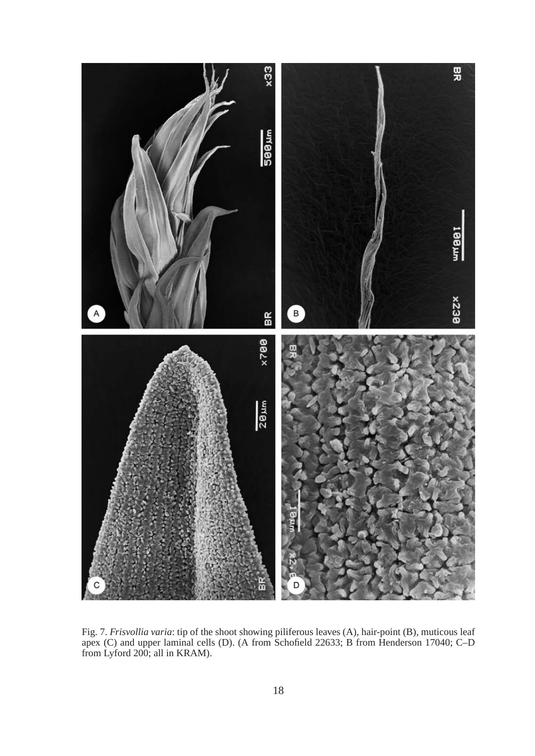Fig. 7. *Frisvollia varia*: tip of the shoot showing piliferous leaves (A), hair-point (B), muticous leaf apex (C) and upper laminal cells (D). (A from Schofield 22633; B from Henderson 17040; C–D from Lyford 200; all in KRAM).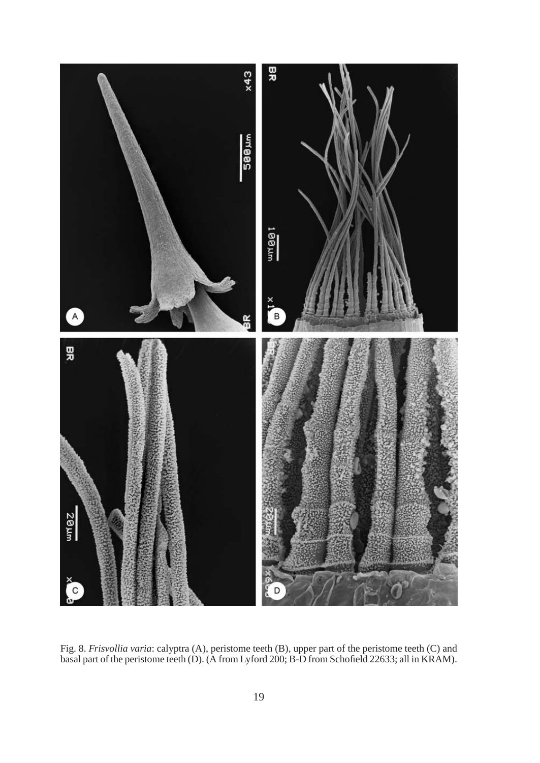Fig. 8. *Frisvollia varia*: calyptra (A), peristome teeth (B), upper part of the peristome teeth (C) and basal part of the peristome teeth (D). (A from Lyford 200; B-D from Schofield 22633; all in KRAM).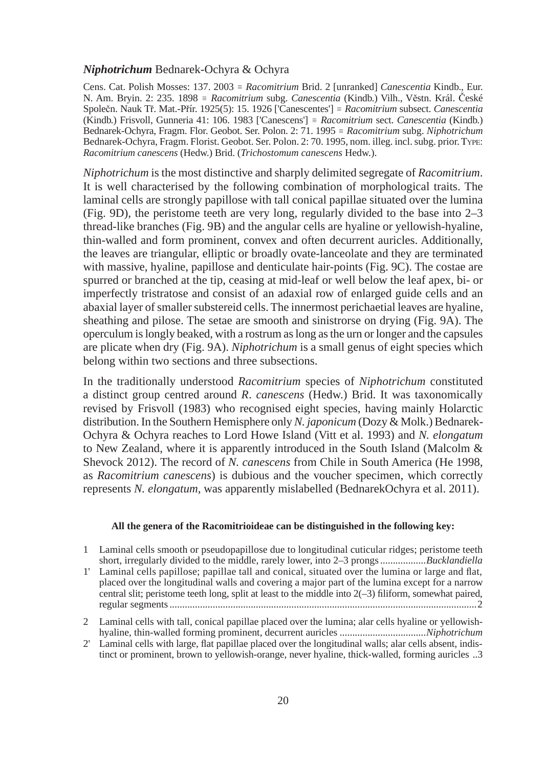### ***Niphotrichum*** Bednarek-Ochyra & Ochyra

Cens. Cat. Polish Mosses: 137. 2003 ≡ *Racomitrium* Brid. 2 [unranked] *Canescentia* Kindb., Eur. N. Am. Bryin. 2: 235. 1898 ≡ *Racomitrium* subg. *Canescentia* (Kindb.) Vilh., Věstn. Král. České Společn. Nauk Tř. Mat.-Přír. 1925(5): 15. 1926 ['Canescentes'] ≡ *Racomitrium* subsect. *Canescentia* (Kindb.) Frisvoll, Gunneria 41: 106. 1983 ['Canescens'] ≡ *Racomitrium* sect. *Canescentia* (Kindb.) Bednarek-Ochyra, Fragm. Flor. Geobot. Ser. Polon. 2: 71. 1995 ≡ *Racomitrium* subg. *Niphotrichum* Bednarek-Ochyra, Fragm. Florist. Geobot. Ser. Polon. 2: 70. 1995, nom. illeg. incl. subg. prior. Type: *Racomitrium canescens* (Hedw.) Brid. (*Trichostomum canescens* Hedw.).

*Niphotrichum* is the most distinctive and sharply delimited segregate of *Racomitrium*. It is well characterised by the following combination of morphological traits. The laminal cells are strongly papillose with tall conical papillae situated over the lumina (Fig. 9D), the peristome teeth are very long, regularly divided to the base into 2–3 thread-like branches (Fig. 9B) and the angular cells are hyaline or yellowish-hyaline, thin-walled and form prominent, convex and often decurrent auricles. Additionally, the leaves are triangular, elliptic or broadly ovate-lanceolate and they are terminated with massive, hyaline, papillose and denticulate hair-points (Fig. 9C). The costae are spurred or branched at the tip, ceasing at mid-leaf or well below the leaf apex, bi- or imperfectly tristratose and consist of an adaxial row of enlarged guide cells and an abaxial layer of smaller substereid cells. The innermost perichaetial leaves are hyaline, sheathing and pilose. The setae are smooth and sinistrorse on drying (Fig. 9A). The operculum is longly beaked, with a rostrum as long as the urn or longer and the capsules are plicate when dry (Fig. 9A). *Niphotrichum* is a small genus of eight species which belong within two sections and three subsections.

In the traditionally understood *Racomitrium* species of *Niphotrichum* constituted a distinct group centred around *R*. *canescens* (Hedw.) Brid. It was taxonomically revised by Frisvoll (1983) who recognised eight species, having mainly Holarctic distribution. In the Southern Hemisphere only *N. japonicum* (Dozy & Molk.) Bednarek-Ochyra & Ochyra reaches to Lord Howe Island (Vitt et al. 1993) and *N. elongatum* to New Zealand, where it is apparently introduced in the South Island (Malcolm & Shevock 2012). The record of *N. canescens* from Chile in South America (He 1998, as *Racomitrium canescens*) is dubious and the voucher specimen, which correctly represents *N. elongatum*, was apparently mislabelled (BednarekOchyra et al. 2011).

**All the genera of the Racomitrioideae can be distinguished in the following key:**

1 Laminal cells smooth or pseudopapillose due to longitudinal cuticular ridges; peristome teeth short, irregularly divided to the middle, rarely lower, into 2–3 prongs .................*Bucklandiella*

1' Laminal cells papillose; papillae tall and conical, situated over the lumina or large and flat, placed over the longitudinal walls and covering a major part of the lumina except for a narrow central slit; peristome teeth long, split at least to the middle into 2(–3) filiform, somewhat paired, regular segments ........................................................................................................................2

2 Laminal cells with tall, conical papillae placed over the lumina; alar cells hyaline or yellowish-hyaline, thin-walled forming prominent, decurrent auricles .................................*Niphotrichum*

2' Laminal cells with large, flat papillae placed over the longitudinal walls; alar cells absent, indistinct or prominent, brown to yellowish-orange, never hyaline, thick-walled, forming auricles ..3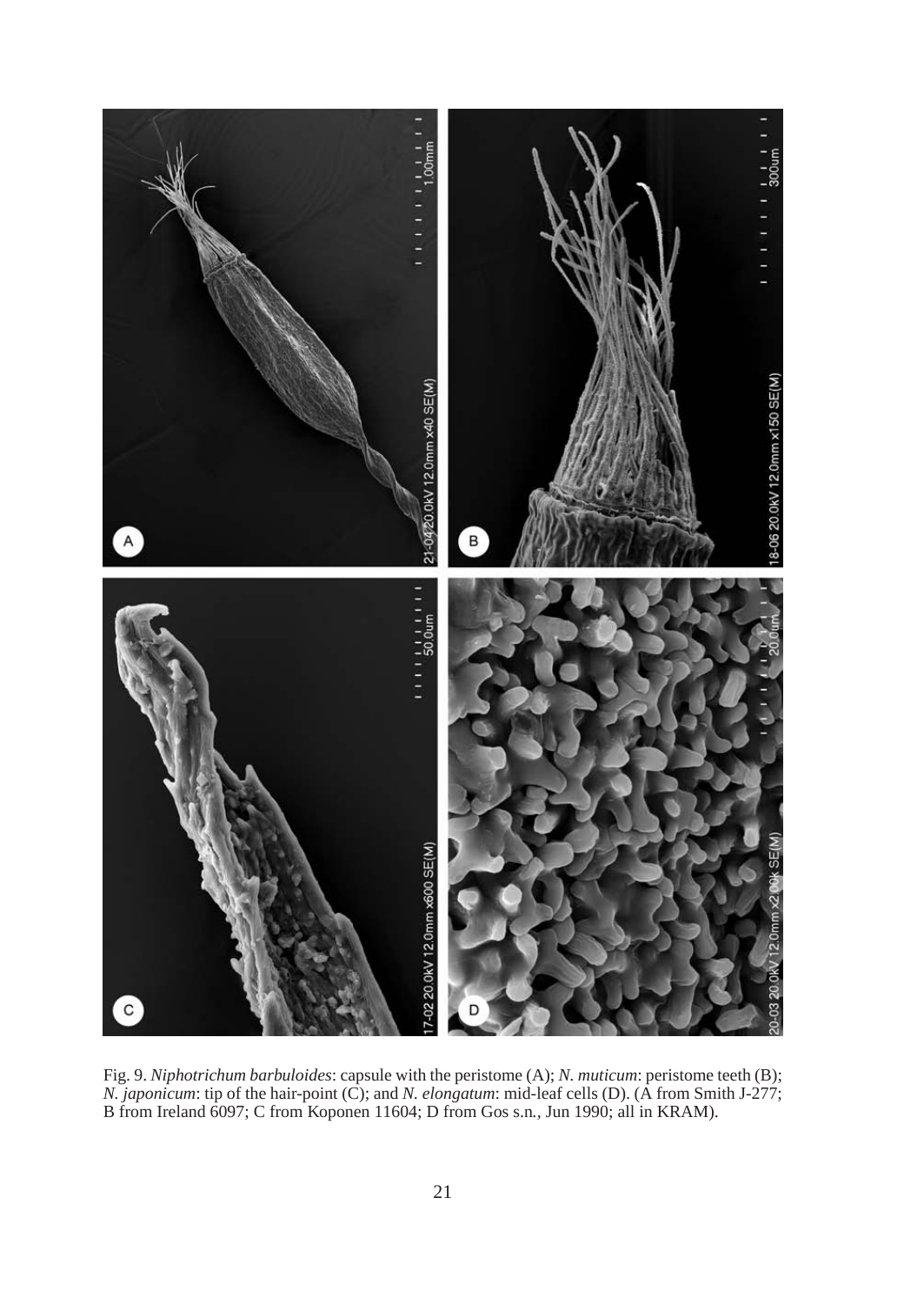Fig. 9. *Niphotrichum barbuloides*: capsule with the peristome (A); *N. muticum*: peristome teeth (B); *N. japonicum*: tip of the hair-point (C); and *N. elongatum*: mid-leaf cells (D). (A from Smith J-277; B from Ireland 6097; C from Koponen 11604; D from Gos s.n., Jun 1990; all in KRAM).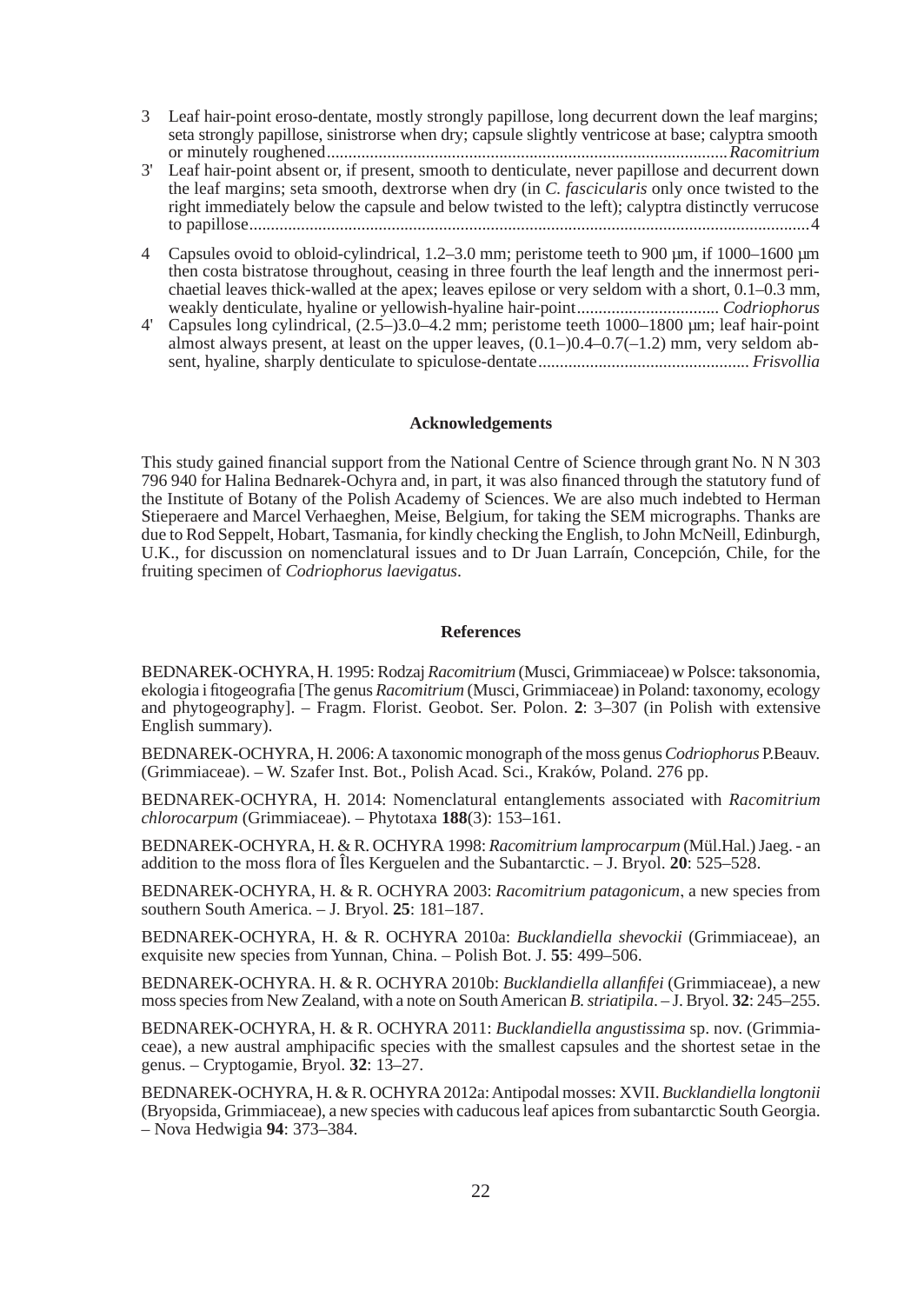3 Leaf hair-point eroso-dentate, mostly strongly papillose, long decurrent down the leaf margins; seta strongly papillose, sinistrorse when dry; capsule slightly ventricose at base; calyptra smooth or minutely roughened............................................................................................*Racomitrium*

3' Leaf hair-point absent or, if present, smooth to denticulate, never papillose and decurrent down the leaf margins; seta smooth, dextrorse when dry (in *C. fascicularis* only once twisted to the right immediately below the capsule and below twisted to the left); calyptra distinctly verrucose to papillose.................................................................................................................................4

4 Capsules ovoid to obloid-cylindrical, 1.2–3.0 mm; peristome teeth to 900 µm, if 1000–1600 µm then costa bistratose throughout, ceasing in three fourth the leaf length and the innermost perichaetial leaves thick-walled at the apex; leaves epilose or very seldom with a short, 0.1–0.3 mm, weakly denticulate, hyaline or yellowish-hyaline hair-point................................ *Codriophorus*

4' Capsules long cylindrical, (2.5–)3.0–4.2 mm; peristome teeth 1000–1800 µm; leaf hair-point almost always present, at least on the upper leaves, (0.1–)0.4–0.7(–1.2) mm, very seldom absent, hyaline, sharply denticulate to spiculose-dentate................................................ *Frisvollia*

## Acknowledgements

This study gained financial support from the National Centre of Science through grant No. N N 303 796 940 for Halina Bednarek-Ochyra and, in part, it was also financed through the statutory fund of the Institute of Botany of the Polish Academy of Sciences. We are also much indebted to Herman Stieperaere and Marcel Verhaeghen, Meise, Belgium, for taking the SEM micrographs. Thanks are due to Rod Seppelt, Hobart, Tasmania, for kindly checking the English, to John McNeill, Edinburgh, U.K., for discussion on nomenclatural issues and to Dr Juan Larraín, Concepción, Chile, for the fruiting specimen of *Codriophorus laevigatus*.

## References

BEDNAREK-OCHYRA, H. 1995: Rodzaj *Racomitrium* (Musci, Grimmiaceae) w Polsce: taksonomia, ekologia i fitogeografia [The genus *Racomitrium* (Musci, Grimmiaceae) in Poland: taxonomy, ecology and phytogeography]. – Fragm. Florist. Geobot. Ser. Polon. **2**: 3–307 (in Polish with extensive English summary).

BEDNAREK-OCHYRA, H. 2006: A taxonomic monograph of the moss genus *Codriophorus* P.Beauv. (Grimmiaceae). – W. Szafer Inst. Bot., Polish Acad. Sci., Kraków, Poland. 276 pp.

BEDNAREK-OCHYRA, H. 2014: Nomenclatural entanglements associated with *Racomitrium chlorocarpum* (Grimmiaceae). – Phytotaxa **188**(3): 153–161.

BEDNAREK-OCHYRA, H. & R. OCHYRA 1998: *Racomitrium lamprocarpum* (Mül.Hal.) Jaeg. - an addition to the moss flora of Îles Kerguelen and the Subantarctic. – J. Bryol. **20**: 525–528.

BEDNAREK-OCHYRA, H. & R. OCHYRA 2003: *Racomitrium patagonicum*, a new species from southern South America. – J. Bryol. **25**: 181–187.

BEDNAREK-OCHYRA, H. & R. OCHYRA 2010a: *Bucklandiella shevockii* (Grimmiaceae), an exquisite new species from Yunnan, China. – Polish Bot. J. **55**: 499–506.

BEDNAREK-OCHYRA. H. & R. OCHYRA 2010b: *Bucklandiella allanfifei* (Grimmiaceae), a new moss species from New Zealand, with a note on South American *B. striatipila*. – J. Bryol. **32**: 245–255.

BEDNAREK-OCHYRA, H. & R. OCHYRA 2011: *Bucklandiella angustissima* sp. nov. (Grimmiaceae), a new austral amphipacific species with the smallest capsules and the shortest setae in the genus. – Cryptogamie, Bryol. **32**: 13–27.

BEDNAREK-OCHYRA, H. & R. OCHYRA 2012a: Antipodal mosses: XVII. *Bucklandiella longtonii* (Bryopsida, Grimmiaceae), a new species with caducous leaf apices from subantarctic South Georgia. – Nova Hedwigia **94**: 373–384.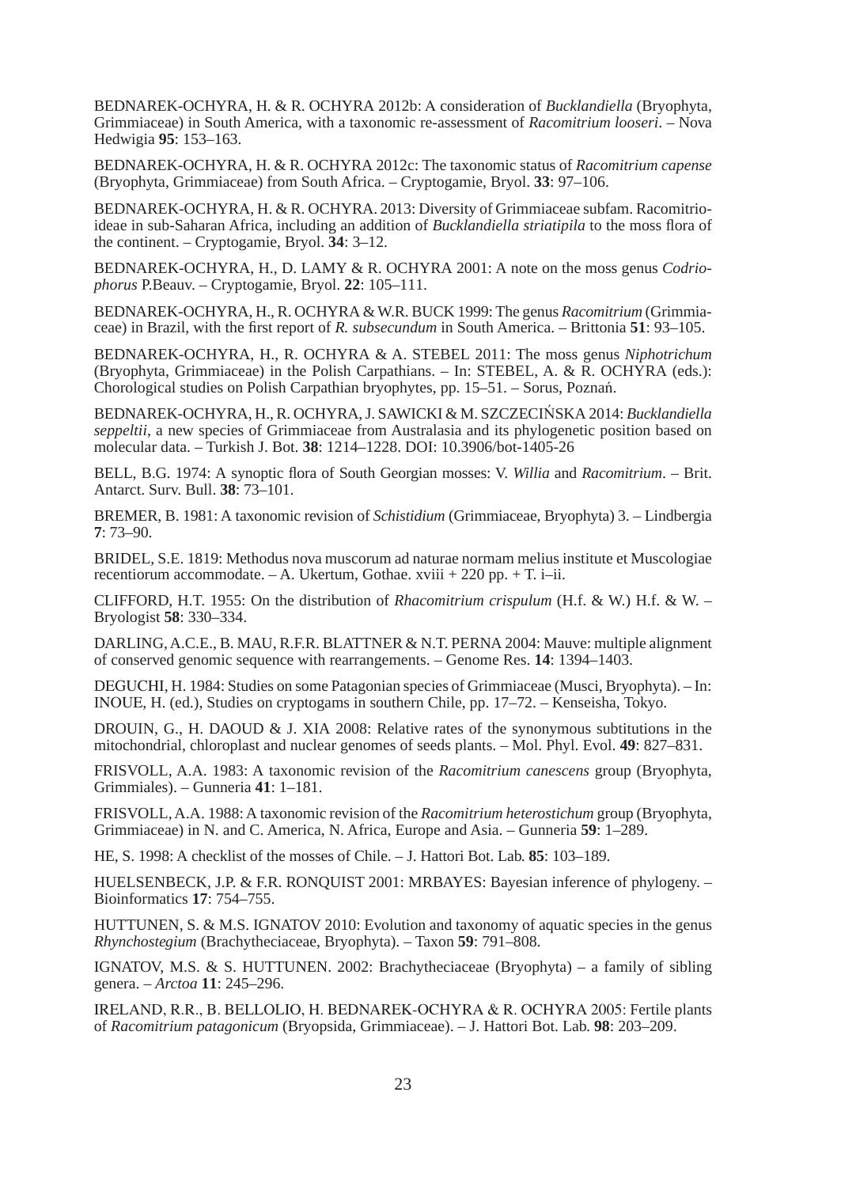BEDNAREK-OCHYRA, H. & R. OCHYRA 2012b: A consideration of *Bucklandiella* (Bryophyta, Grimmiaceae) in South America, with a taxonomic re-assessment of *Racomitrium looseri*. – Nova Hedwigia **95**: 153–163.

BEDNAREK-OCHYRA, H. & R. OCHYRA 2012c: The taxonomic status of *Racomitrium capense* (Bryophyta, Grimmiaceae) from South Africa. – Cryptogamie, Bryol. **33**: 97–106.

BEDNAREK-OCHYRA, H. & R. OCHYRA. 2013: Diversity of Grimmiaceae subfam. Racomitrioideae in sub-Saharan Africa, including an addition of *Bucklandiella striatipila* to the moss flora of the continent. – Cryptogamie, Bryol. **34**: 3–12.

BEDNAREK-OCHYRA, H., D. LAMY & R. OCHYRA 2001: A note on the moss genus *Codriophorus* P.Beauv. – Cryptogamie, Bryol. **22**: 105–111.

BEDNAREK-OCHYRA, H., R. OCHYRA & W.R. BUCK 1999: The genus *Racomitrium* (Grimmiaceae) in Brazil, with the first report of *R. subsecundum* in South America. – Brittonia **51**: 93–105.

BEDNAREK-OCHYRA, H., R. OCHYRA & A. STEBEL 2011: The moss genus *Niphotrichum* (Bryophyta, Grimmiaceae) in the Polish Carpathians. – In: STEBEL, A. & R. OCHYRA (eds.): Chorological studies on Polish Carpathian bryophytes, pp. 15–51. – Sorus, Poznań.

BEDNAREK-OCHYRA, H., R. OCHYRA, J. SAWICKI & M. SZCZECIŃSKA 2014: *Bucklandiella seppeltii*, a new species of Grimmiaceae from Australasia and its phylogenetic position based on molecular data. – Turkish J. Bot. **38**: 1214–1228. DOI: 10.3906/bot-1405-26

BELL, B.G. 1974: A synoptic flora of South Georgian mosses: V. *Willia* and *Racomitrium*. – Brit. Antarct. Surv. Bull. **38**: 73–101.

BREMER, B. 1981: A taxonomic revision of *Schistidium* (Grimmiaceae, Bryophyta) 3. – Lindbergia **7**: 73–90.

BRIDEL, S.E. 1819: Methodus nova muscorum ad naturae normam melius institute et Muscologiae recentiorum accommodate. – A. Ukertum, Gothae. xviii + 220 pp. + T. i–ii.

CLIFFORD, H.T. 1955: On the distribution of *Rhacomitrium crispulum* (H.f. & W.) H.f. & W. – Bryologist **58**: 330–334.

DARLING, A.C.E., B. MAU, R.F.R. BLATTNER & N.T. PERNA 2004: Mauve: multiple alignment of conserved genomic sequence with rearrangements. – Genome Res. **14**: 1394–1403.

DEGUCHI, H. 1984: Studies on some Patagonian species of Grimmiaceae (Musci, Bryophyta). – In: INOUE, H. (ed.), Studies on cryptogams in southern Chile, pp. 17–72. – Kenseisha, Tokyo.

DROUIN, G., H. DAOUD & J. XIA 2008: Relative rates of the synonymous subtitutions in the mitochondrial, chloroplast and nuclear genomes of seeds plants. – Mol. Phyl. Evol. **49**: 827–831.

FRISVOLL, A.A. 1983: A taxonomic revision of the *Racomitrium canescens* group (Bryophyta, Grimmiales). – Gunneria **41**: 1–181.

FRISVOLL, A.A. 1988: A taxonomic revision of the *Racomitrium heterostichum* group (Bryophyta, Grimmiaceae) in N. and C. America, N. Africa, Europe and Asia. – Gunneria **59**: 1–289.

HE, S. 1998: A checklist of the mosses of Chile. – J. Hattori Bot. Lab. **85**: 103–189.

HUELSENBECK, J.P. & F.R. RONQUIST 2001: MRBAYES: Bayesian inference of phylogeny. – Bioinformatics **17**: 754–755.

HUTTUNEN, S. & M.S. IGNATOV 2010: Evolution and taxonomy of aquatic species in the genus *Rhynchostegium* (Brachytheciaceae, Bryophyta). – Taxon **59**: 791–808.

IGNATOV, M.S. & S. HUTTUNEN. 2002: Brachytheciaceae (Bryophyta) – a family of sibling genera. – *Arctoa* **11**: 245–296.

IRELAND, R.R., B. BELLOLIO, H. BEDNAREK-OCHYRA & R. OCHYRA 2005: Fertile plants of *Racomitrium patagonicum* (Bryopsida, Grimmiaceae). – J. Hattori Bot. Lab. **98**: 203–209.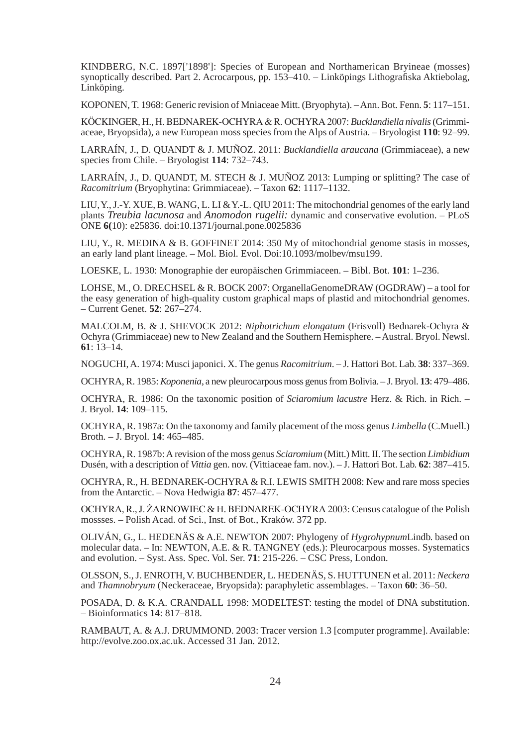KINDBERG, N.C. 1897['1898']: Species of European and Northamerican Bryineae (mosses) synoptically described. Part 2. Acrocarpous, pp. 153–410. – Linköpings Lithografiska Aktiebolag, Linköping.

KOPONEN, T. 1968: Generic revision of Mniaceae Mitt. (Bryophyta). – Ann. Bot. Fenn. **5**: 117–151.

KÖCKINGER, H., H. BEDNAREK-OCHYRA & R. OCHYRA 2007: *Bucklandiella nivalis* (Grimmiaceae, Bryopsida), a new European moss species from the Alps of Austria. – Bryologist **110**: 92–99.

LARRAÍN, J., D. QUANDT & J. MUÑOZ. 2011: *Bucklandiella araucana* (Grimmiaceae), a new species from Chile. – Bryologist **114**: 732–743.

LARRAÍN, J., D. QUANDT, M. STECH & J. MUÑOZ 2013: Lumping or splitting? The case of *Racomitrium* (Bryophytina: Grimmiaceae). – Taxon **62**: 1117–1132.

LIU, Y., J.-Y. XUE, B. WANG, L. LI & Y.-L. QIU 2011: The mitochondrial genomes of the early land plants *Treubia lacunosa* and *Anomodon rugelii:* dynamic and conservative evolution. – PLoS ONE **6(**10): e25836. doi:10.1371/journal.pone.0025836

LIU, Y., R. MEDINA & B. GOFFINET 2014: 350 My of mitochondrial genome stasis in mosses, an early land plant lineage. – Mol. Biol. Evol. Doi:10.1093/molbev/msu199.

LOESKE, L. 1930: Monographie der europäischen Grimmiaceen. – Bibl. Bot. **101**: 1–236.

LOHSE, M., O. DRECHSEL & R. BOCK 2007: OrganellaGenomeDRAW (OGDRAW) – a tool for the easy generation of high-quality custom graphical maps of plastid and mitochondrial genomes. – Current Genet. **52**: 267–274.

MALCOLM, B. & J. SHEVOCK 2012: *Niphotrichum elongatum* (Frisvoll) Bednarek-Ochyra & Ochyra (Grimmiaceae) new to New Zealand and the Southern Hemisphere. – Austral. Bryol. Newsl. **61**: 13–14.

NOGUCHI, A. 1974: Musci japonici. X. The genus *Racomitrium*. – J. Hattori Bot. Lab. **38**: 337–369.

OCHYRA, R. 1985: *Koponenia*, a new pleurocarpous moss genus from Bolivia. – J. Bryol. **13**: 479–486.

OCHYRA, R. 1986: On the taxonomic position of *Sciaromium lacustre* Herz. & Rich. in Rich. – J. Bryol. **14**: 109–115.

OCHYRA, R. 1987a: On the taxonomy and family placement of the moss genus *Limbella* (C.Muell.) Broth. – J. Bryol. **14**: 465–485.

OCHYRA, R. 1987b: A revision of the moss genus *Sciaromium* (Mitt.) Mitt. II. The section *Limbidium* Dusén, with a description of *Vittia* gen. nov. (Vittiaceae fam. nov.). – J. Hattori Bot. Lab. **62**: 387–415.

OCHYRA, R., H. BEDNAREK-OCHYRA & R.I. LEWIS SMITH 2008: New and rare moss species from the Antarctic. – Nova Hedwigia **87**: 457–477.

OCHYRA, R., J. ŻARNOWIEC & H. BEDNAREK-OCHYRA 2003: Census catalogue of the Polish mossses. – Polish Acad. of Sci., Inst. of Bot., Kraków. 372 pp.

OLIVÁN, G., L. HEDENÄS & A.E. NEWTON 2007: Phylogeny of *Hygrohypnum*Lindb. based on molecular data. – In: NEWTON, A.E. & R. TANGNEY (eds.): Pleurocarpous mosses. Systematics and evolution. – Syst. Ass. Spec. Vol. Ser. **71**: 215-226. – CSC Press, London.

OLSSON, S., J. ENROTH, V. BUCHBENDER, L. HEDENÄS, S. HUTTUNEN et al. 2011: *Neckera* and *Thamnobryum* (Neckeraceae, Bryopsida): paraphyletic assemblages. – Taxon **60**: 36–50.

POSADA, D. & K.A. CRANDALL 1998: MODELTEST: testing the model of DNA substitution. – Bioinformatics **14**: 817–818.

RAMBAUT, A. & A.J. DRUMMOND. 2003: Tracer version 1.3 [computer programme]. Available: http://evolve.zoo.ox.ac.uk. Accessed 31 Jan. 2012.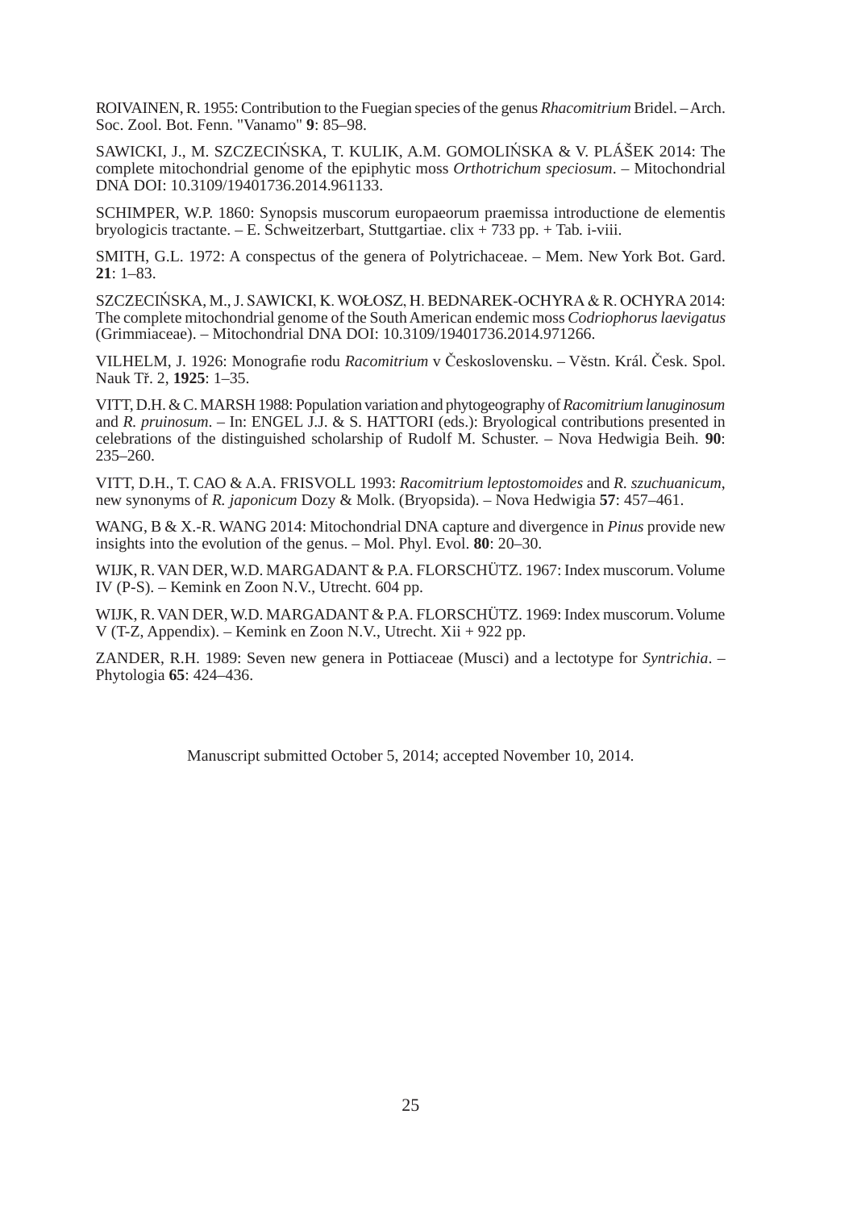ROIVAINEN, R. 1955: Contribution to the Fuegian species of the genus *Rhacomitrium* Bridel. – Arch. Soc. Zool. Bot. Fenn. "Vanamo" **9**: 85–98.

SAWICKI, J., M. SZCZECIŃSKA, T. KULIK, A.M. GOMOLIŃSKA & V. PLÁŠEK 2014: The complete mitochondrial genome of the epiphytic moss *Orthotrichum speciosum*. – Mitochondrial DNA DOI: 10.3109/19401736.2014.961133.

SCHIMPER, W.P. 1860: Synopsis muscorum europaeorum praemissa introductione de elementis bryologicis tractante. – E. Schweitzerbart, Stuttgartiae. clix + 733 pp. + Tab. i-viii.

SMITH, G.L. 1972: A conspectus of the genera of Polytrichaceae. – Mem. New York Bot. Gard. **21**: 1–83.

SZCZECIŃSKA, M., J. SAWICKI, K. WOŁOSZ, H. BEDNAREK-OCHYRA & R. OCHYRA 2014: The complete mitochondrial genome of the South American endemic moss *Codriophorus laevigatus* (Grimmiaceae). – Mitochondrial DNA DOI: 10.3109/19401736.2014.971266.

VILHELM, J. 1926: Monografie rodu *Racomitrium* v Československu. – Věstn. Král. Česk. Spol. Nauk Tř. 2, **1925**: 1–35.

VITT, D.H. & C. MARSH 1988: Population variation and phytogeography of *Racomitrium lanuginosum* and *R. pruinosum*. – In: ENGEL J.J. & S. HATTORI (eds.): Bryological contributions presented in celebrations of the distinguished scholarship of Rudolf M. Schuster. – Nova Hedwigia Beih. **90**: 235–260.

VITT, D.H., T. CAO & A.A. FRISVOLL 1993: *Racomitrium leptostomoides* and *R. szuchuanicum*, new synonyms of *R. japonicum* Dozy & Molk. (Bryopsida). – Nova Hedwigia **57**: 457–461.

WANG, B & X.-R. WANG 2014: Mitochondrial DNA capture and divergence in *Pinus* provide new insights into the evolution of the genus. – Mol. Phyl. Evol. **80**: 20–30.

WIJK, R. VAN DER, W.D. MARGADANT & P.A. FLORSCHÜTZ. 1967: Index muscorum. Volume IV (P-S). – Kemink en Zoon N.V., Utrecht. 604 pp.

WIJK, R. VAN DER, W.D. MARGADANT & P.A. FLORSCHÜTZ. 1969: Index muscorum. Volume V (T-Z, Appendix). – Kemink en Zoon N.V., Utrecht. Xii + 922 pp.

ZANDER, R.H. 1989: Seven new genera in Pottiaceae (Musci) and a lectotype for *Syntrichia*. – Phytologia **65**: 424–436.

Manuscript submitted October 5, 2014; accepted November 10, 2014.